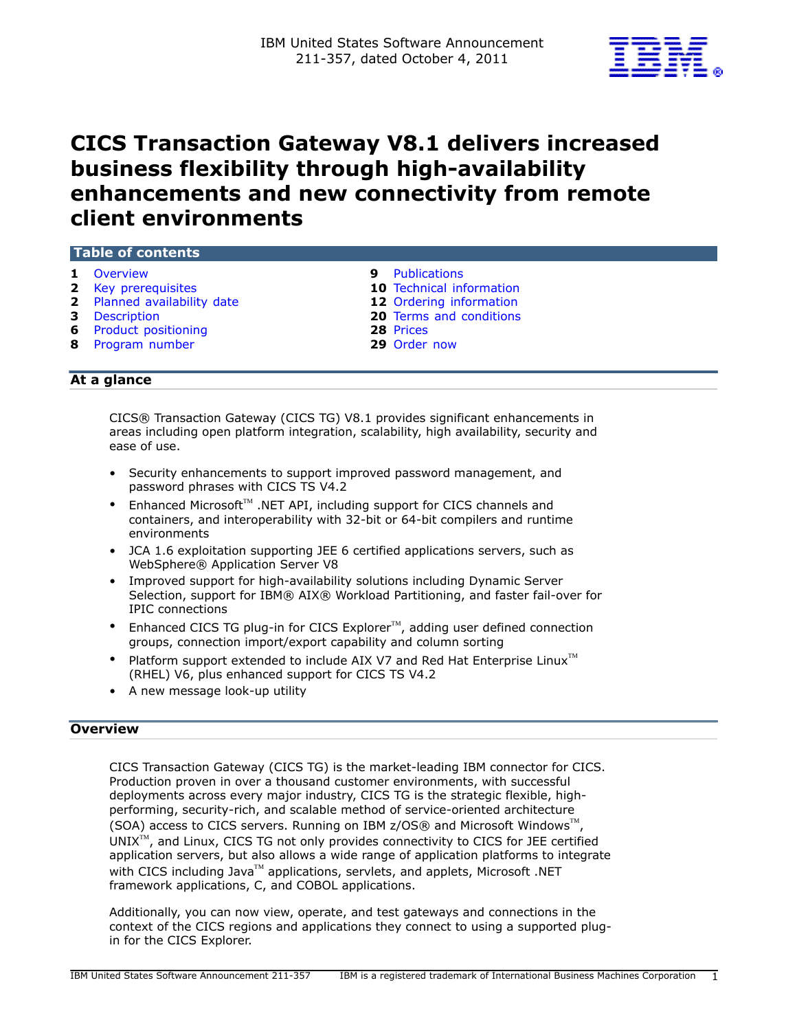IBM United States Software Announcement
211-357, dated October 4, 2011

# CICS Transaction Gateway V8.1 delivers increased business flexibility through high-availability enhancements and new connectivity from remote client environments

## Table of contents

| | | | |
|---|---|---|---|
| **1** | Overview | **9** | Publications |
| **2** | Key prerequisites | **10** | Technical information |
| **2** | Planned availability date | **12** | Ordering information |
| **3** | Description | **20** | Terms and conditions |
| **6** | Product positioning | **28** | Prices |
| **8** | Program number | **29** | Order now |

## At a glance

CICS® Transaction Gateway (CICS TG) V8.1 provides significant enhancements in areas including open platform integration, scalability, high availability, security and ease of use.

- Security enhancements to support improved password management, and password phrases with CICS TS V4.2
- Enhanced Microsoft™ .NET API, including support for CICS channels and containers, and interoperability with 32-bit or 64-bit compilers and runtime environments
- JCA 1.6 exploitation supporting JEE 6 certified applications servers, such as WebSphere® Application Server V8
- Improved support for high-availability solutions including Dynamic Server Selection, support for IBM® AIX® Workload Partitioning, and faster fail-over for IPIC connections
- Enhanced CICS TG plug-in for CICS Explorer™, adding user defined connection groups, connection import/export capability and column sorting
- Platform support extended to include AIX V7 and Red Hat Enterprise Linux™ (RHEL) V6, plus enhanced support for CICS TS V4.2
- A new message look-up utility

## Overview

CICS Transaction Gateway (CICS TG) is the market-leading IBM connector for CICS. Production proven in over a thousand customer environments, with successful deployments across every major industry, CICS TG is the strategic flexible, high-performing, security-rich, and scalable method of service-oriented architecture (SOA) access to CICS servers. Running on IBM z/OS® and Microsoft Windows™, UNIX™, and Linux, CICS TG not only provides connectivity to CICS for JEE certified application servers, but also allows a wide range of application platforms to integrate with CICS including Java™ applications, servlets, and applets, Microsoft .NET framework applications, C, and COBOL applications.

Additionally, you can now view, operate, and test gateways and connections in the context of the CICS regions and applications they connect to using a supported plug-in for the CICS Explorer.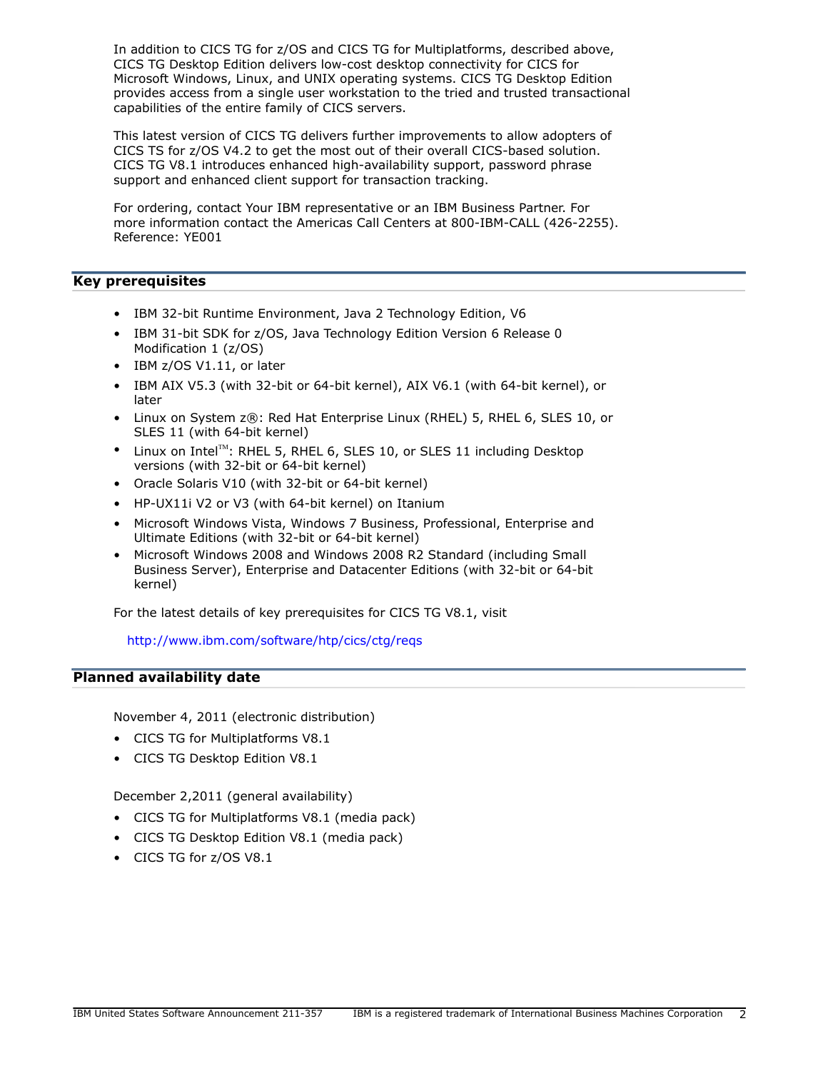In addition to CICS TG for z/OS and CICS TG for Multiplatforms, described above, CICS TG Desktop Edition delivers low-cost desktop connectivity for CICS for Microsoft Windows, Linux, and UNIX operating systems. CICS TG Desktop Edition provides access from a single user workstation to the tried and trusted transactional capabilities of the entire family of CICS servers.

This latest version of CICS TG delivers further improvements to allow adopters of CICS TS for z/OS V4.2 to get the most out of their overall CICS-based solution. CICS TG V8.1 introduces enhanced high-availability support, password phrase support and enhanced client support for transaction tracking.

For ordering, contact Your IBM representative or an IBM Business Partner. For more information contact the Americas Call Centers at 800-IBM-CALL (426-2255). Reference: YE001

## Key prerequisites

- IBM 32-bit Runtime Environment, Java 2 Technology Edition, V6
- IBM 31-bit SDK for z/OS, Java Technology Edition Version 6 Release 0 Modification 1 (z/OS)
- IBM z/OS V1.11, or later
- IBM AIX V5.3 (with 32-bit or 64-bit kernel), AIX V6.1 (with 64-bit kernel), or later
- Linux on System z®: Red Hat Enterprise Linux (RHEL) 5, RHEL 6, SLES 10, or SLES 11 (with 64-bit kernel)
- Linux on Intel™: RHEL 5, RHEL 6, SLES 10, or SLES 11 including Desktop versions (with 32-bit or 64-bit kernel)
- Oracle Solaris V10 (with 32-bit or 64-bit kernel)
- HP-UX11i V2 or V3 (with 64-bit kernel) on Itanium
- Microsoft Windows Vista, Windows 7 Business, Professional, Enterprise and Ultimate Editions (with 32-bit or 64-bit kernel)
- Microsoft Windows 2008 and Windows 2008 R2 Standard (including Small Business Server), Enterprise and Datacenter Editions (with 32-bit or 64-bit kernel)

For the latest details of key prerequisites for CICS TG V8.1, visit

http://www.ibm.com/software/htp/cics/ctg/reqs

## Planned availability date

November 4, 2011 (electronic distribution)

- CICS TG for Multiplatforms V8.1
- CICS TG Desktop Edition V8.1

December 2,2011 (general availability)

- CICS TG for Multiplatforms V8.1 (media pack)
- CICS TG Desktop Edition V8.1 (media pack)
- CICS TG for z/OS V8.1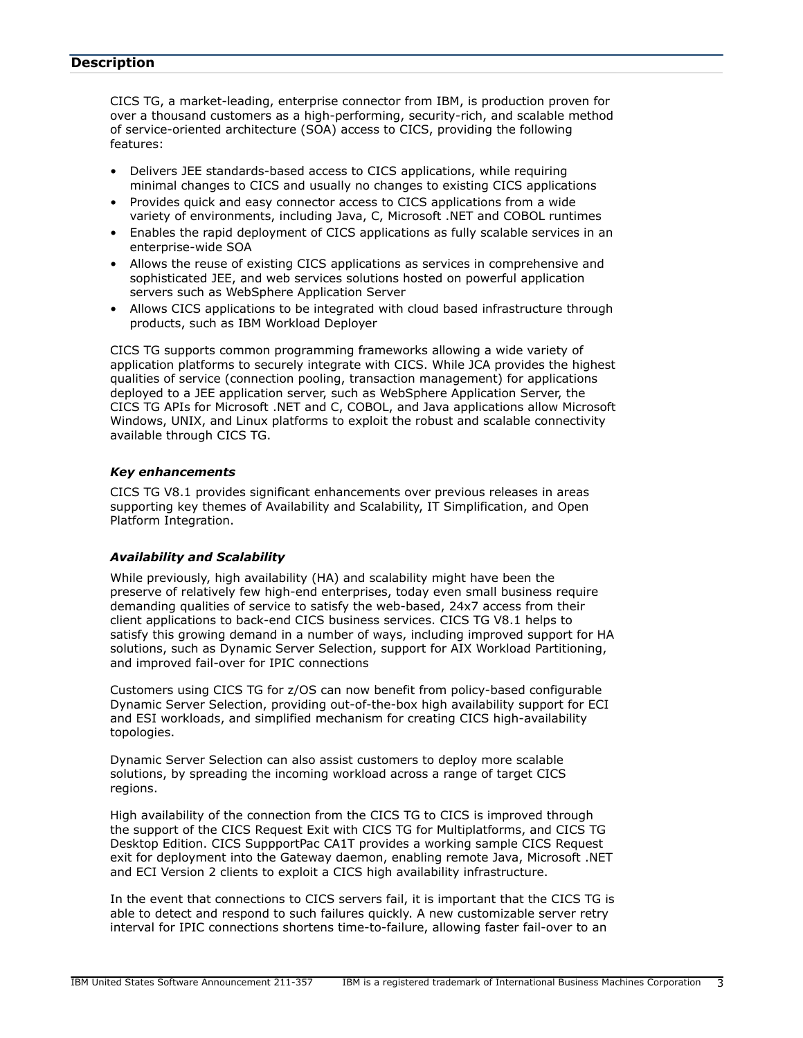## Description

CICS TG, a market-leading, enterprise connector from IBM, is production proven for over a thousand customers as a high-performing, security-rich, and scalable method of service-oriented architecture (SOA) access to CICS, providing the following features:

- Delivers JEE standards-based access to CICS applications, while requiring minimal changes to CICS and usually no changes to existing CICS applications
- Provides quick and easy connector access to CICS applications from a wide variety of environments, including Java, C, Microsoft .NET and COBOL runtimes
- Enables the rapid deployment of CICS applications as fully scalable services in an enterprise-wide SOA
- Allows the reuse of existing CICS applications as services in comprehensive and sophisticated JEE, and web services solutions hosted on powerful application servers such as WebSphere Application Server
- Allows CICS applications to be integrated with cloud based infrastructure through products, such as IBM Workload Deployer

CICS TG supports common programming frameworks allowing a wide variety of application platforms to securely integrate with CICS. While JCA provides the highest qualities of service (connection pooling, transaction management) for applications deployed to a JEE application server, such as WebSphere Application Server, the CICS TG APIs for Microsoft .NET and C, COBOL, and Java applications allow Microsoft Windows, UNIX, and Linux platforms to exploit the robust and scalable connectivity available through CICS TG.

### *Key enhancements*

CICS TG V8.1 provides significant enhancements over previous releases in areas supporting key themes of Availability and Scalability, IT Simplification, and Open Platform Integration.

### *Availability and Scalability*

While previously, high availability (HA) and scalability might have been the preserve of relatively few high-end enterprises, today even small business require demanding qualities of service to satisfy the web-based, 24x7 access from their client applications to back-end CICS business services. CICS TG V8.1 helps to satisfy this growing demand in a number of ways, including improved support for HA solutions, such as Dynamic Server Selection, support for AIX Workload Partitioning, and improved fail-over for IPIC connections

Customers using CICS TG for z/OS can now benefit from policy-based configurable Dynamic Server Selection, providing out-of-the-box high availability support for ECI and ESI workloads, and simplified mechanism for creating CICS high-availability topologies.

Dynamic Server Selection can also assist customers to deploy more scalable solutions, by spreading the incoming workload across a range of target CICS regions.

High availability of the connection from the CICS TG to CICS is improved through the support of the CICS Request Exit with CICS TG for Multiplatforms, and CICS TG Desktop Edition. CICS SuppportPac CA1T provides a working sample CICS Request exit for deployment into the Gateway daemon, enabling remote Java, Microsoft .NET and ECI Version 2 clients to exploit a CICS high availability infrastructure.

In the event that connections to CICS servers fail, it is important that the CICS TG is able to detect and respond to such failures quickly. A new customizable server retry interval for IPIC connections shortens time-to-failure, allowing faster fail-over to an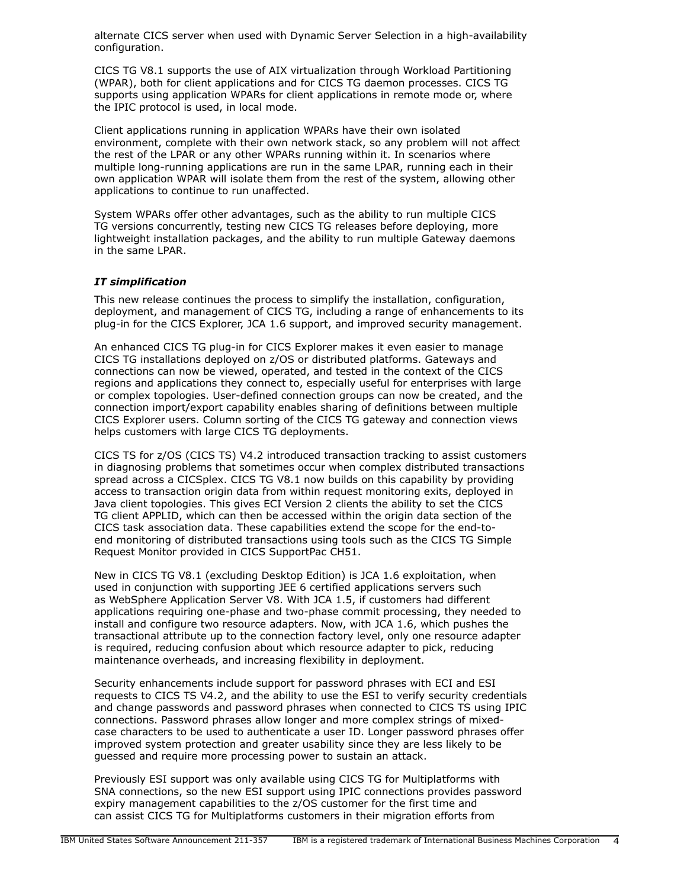alternate CICS server when used with Dynamic Server Selection in a high-availability configuration.

CICS TG V8.1 supports the use of AIX virtualization through Workload Partitioning (WPAR), both for client applications and for CICS TG daemon processes. CICS TG supports using application WPARs for client applications in remote mode or, where the IPIC protocol is used, in local mode.

Client applications running in application WPARs have their own isolated environment, complete with their own network stack, so any problem will not affect the rest of the LPAR or any other WPARs running within it. In scenarios where multiple long-running applications are run in the same LPAR, running each in their own application WPAR will isolate them from the rest of the system, allowing other applications to continue to run unaffected.

System WPARs offer other advantages, such as the ability to run multiple CICS TG versions concurrently, testing new CICS TG releases before deploying, more lightweight installation packages, and the ability to run multiple Gateway daemons in the same LPAR.

### *IT simplification*

This new release continues the process to simplify the installation, configuration, deployment, and management of CICS TG, including a range of enhancements to its plug-in for the CICS Explorer, JCA 1.6 support, and improved security management.

An enhanced CICS TG plug-in for CICS Explorer makes it even easier to manage CICS TG installations deployed on z/OS or distributed platforms. Gateways and connections can now be viewed, operated, and tested in the context of the CICS regions and applications they connect to, especially useful for enterprises with large or complex topologies. User-defined connection groups can now be created, and the connection import/export capability enables sharing of definitions between multiple CICS Explorer users. Column sorting of the CICS TG gateway and connection views helps customers with large CICS TG deployments.

CICS TS for z/OS (CICS TS) V4.2 introduced transaction tracking to assist customers in diagnosing problems that sometimes occur when complex distributed transactions spread across a CICSplex. CICS TG V8.1 now builds on this capability by providing access to transaction origin data from within request monitoring exits, deployed in Java client topologies. This gives ECI Version 2 clients the ability to set the CICS TG client APPLID, which can then be accessed within the origin data section of the CICS task association data. These capabilities extend the scope for the end-to-end monitoring of distributed transactions using tools such as the CICS TG Simple Request Monitor provided in CICS SupportPac CH51.

New in CICS TG V8.1 (excluding Desktop Edition) is JCA 1.6 exploitation, when used in conjunction with supporting JEE 6 certified applications servers such as WebSphere Application Server V8. With JCA 1.5, if customers had different applications requiring one-phase and two-phase commit processing, they needed to install and configure two resource adapters. Now, with JCA 1.6, which pushes the transactional attribute up to the connection factory level, only one resource adapter is required, reducing confusion about which resource adapter to pick, reducing maintenance overheads, and increasing flexibility in deployment.

Security enhancements include support for password phrases with ECI and ESI requests to CICS TS V4.2, and the ability to use the ESI to verify security credentials and change passwords and password phrases when connected to CICS TS using IPIC connections. Password phrases allow longer and more complex strings of mixed-case characters to be used to authenticate a user ID. Longer password phrases offer improved system protection and greater usability since they are less likely to be guessed and require more processing power to sustain an attack.

Previously ESI support was only available using CICS TG for Multiplatforms with SNA connections, so the new ESI support using IPIC connections provides password expiry management capabilities to the z/OS customer for the first time and can assist CICS TG for Multiplatforms customers in their migration efforts from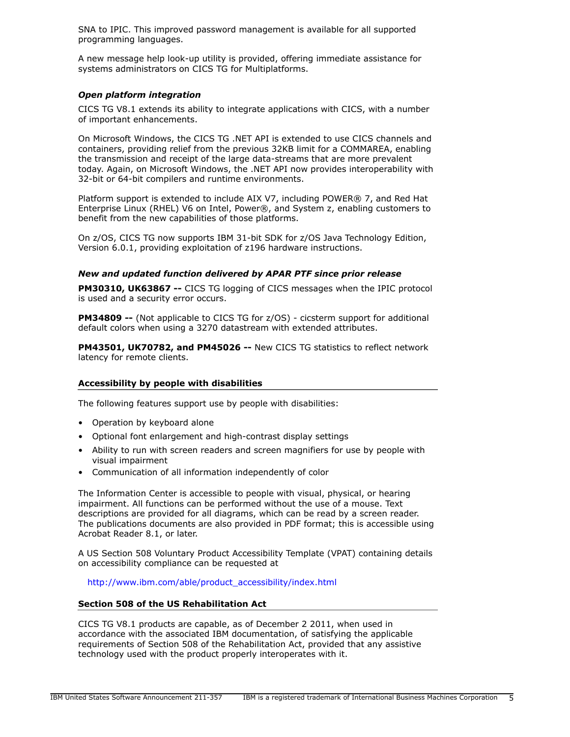SNA to IPIC. This improved password management is available for all supported programming languages.

A new message help look-up utility is provided, offering immediate assistance for systems administrators on CICS TG for Multiplatforms.

### *Open platform integration*

CICS TG V8.1 extends its ability to integrate applications with CICS, with a number of important enhancements.

On Microsoft Windows, the CICS TG .NET API is extended to use CICS channels and containers, providing relief from the previous 32KB limit for a COMMAREA, enabling the transmission and receipt of the large data-streams that are more prevalent today. Again, on Microsoft Windows, the .NET API now provides interoperability with 32-bit or 64-bit compilers and runtime environments.

Platform support is extended to include AIX V7, including POWER® 7, and Red Hat Enterprise Linux (RHEL) V6 on Intel, Power®, and System z, enabling customers to benefit from the new capabilities of those platforms.

On z/OS, CICS TG now supports IBM 31-bit SDK for z/OS Java Technology Edition, Version 6.0.1, providing exploitation of z196 hardware instructions.

### *New and updated function delivered by APAR PTF since prior release*

**PM30310, UK63867 --** CICS TG logging of CICS messages when the IPIC protocol is used and a security error occurs.

**PM34809 --** (Not applicable to CICS TG for z/OS) - cicsterm support for additional default colors when using a 3270 datastream with extended attributes.

**PM43501, UK70782, and PM45026 --** New CICS TG statistics to reflect network latency for remote clients.

## Accessibility by people with disabilities

The following features support use by people with disabilities:

- Operation by keyboard alone
- Optional font enlargement and high-contrast display settings
- Ability to run with screen readers and screen magnifiers for use by people with visual impairment
- Communication of all information independently of color

The Information Center is accessible to people with visual, physical, or hearing impairment. All functions can be performed without the use of a mouse. Text descriptions are provided for all diagrams, which can be read by a screen reader. The publications documents are also provided in PDF format; this is accessible using Acrobat Reader 8.1, or later.

A US Section 508 Voluntary Product Accessibility Template (VPAT) containing details on accessibility compliance can be requested at

http://www.ibm.com/able/product_accessibility/index.html

## Section 508 of the US Rehabilitation Act

CICS TG V8.1 products are capable, as of December 2 2011, when used in accordance with the associated IBM documentation, of satisfying the applicable requirements of Section 508 of the Rehabilitation Act, provided that any assistive technology used with the product properly interoperates with it.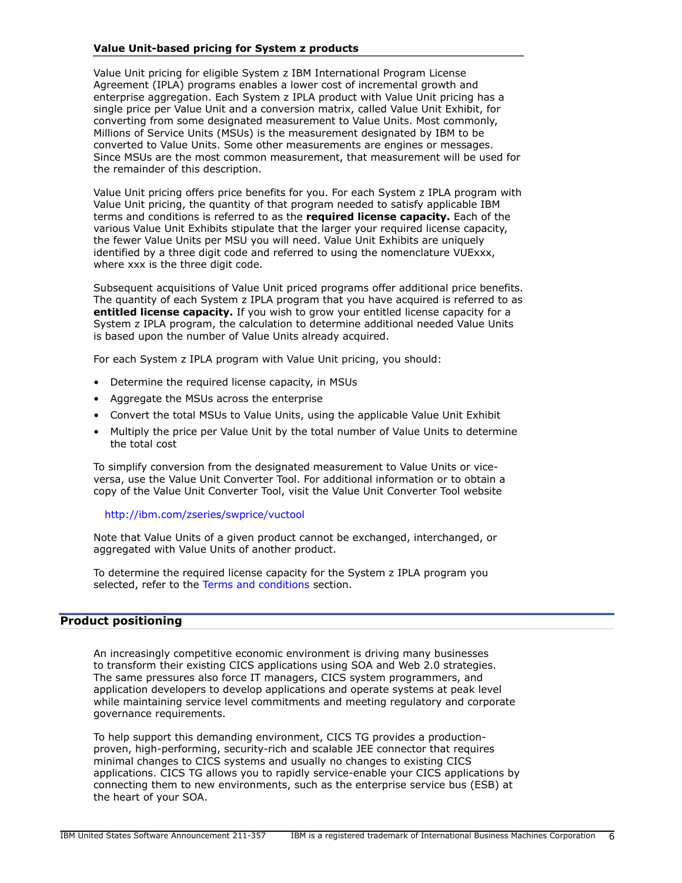### Value Unit-based pricing for System z products

Value Unit pricing for eligible System z IBM International Program License Agreement (IPLA) programs enables a lower cost of incremental growth and enterprise aggregation. Each System z IPLA product with Value Unit pricing has a single price per Value Unit and a conversion matrix, called Value Unit Exhibit, for converting from some designated measurement to Value Units. Most commonly, Millions of Service Units (MSUs) is the measurement designated by IBM to be converted to Value Units. Some other measurements are engines or messages. Since MSUs are the most common measurement, that measurement will be used for the remainder of this description.

Value Unit pricing offers price benefits for you. For each System z IPLA program with Value Unit pricing, the quantity of that program needed to satisfy applicable IBM terms and conditions is referred to as the **required license capacity.** Each of the various Value Unit Exhibits stipulate that the larger your required license capacity, the fewer Value Units per MSU you will need. Value Unit Exhibits are uniquely identified by a three digit code and referred to using the nomenclature VUExxx, where xxx is the three digit code.

Subsequent acquisitions of Value Unit priced programs offer additional price benefits. The quantity of each System z IPLA program that you have acquired is referred to as **entitled license capacity.** If you wish to grow your entitled license capacity for a System z IPLA program, the calculation to determine additional needed Value Units is based upon the number of Value Units already acquired.

For each System z IPLA program with Value Unit pricing, you should:

- Determine the required license capacity, in MSUs
- Aggregate the MSUs across the enterprise
- Convert the total MSUs to Value Units, using the applicable Value Unit Exhibit
- Multiply the price per Value Unit by the total number of Value Units to determine the total cost

To simplify conversion from the designated measurement to Value Units or vice-versa, use the Value Unit Converter Tool. For additional information or to obtain a copy of the Value Unit Converter Tool, visit the Value Unit Converter Tool website

http://ibm.com/zseries/swprice/vuctool

Note that Value Units of a given product cannot be exchanged, interchanged, or aggregated with Value Units of another product.

To determine the required license capacity for the System z IPLA program you selected, refer to the Terms and conditions section.

## Product positioning

An increasingly competitive economic environment is driving many businesses to transform their existing CICS applications using SOA and Web 2.0 strategies. The same pressures also force IT managers, CICS system programmers, and application developers to develop applications and operate systems at peak level while maintaining service level commitments and meeting regulatory and corporate governance requirements.

To help support this demanding environment, CICS TG provides a production-proven, high-performing, security-rich and scalable JEE connector that requires minimal changes to CICS systems and usually no changes to existing CICS applications. CICS TG allows you to rapidly service-enable your CICS applications by connecting them to new environments, such as the enterprise service bus (ESB) at the heart of your SOA.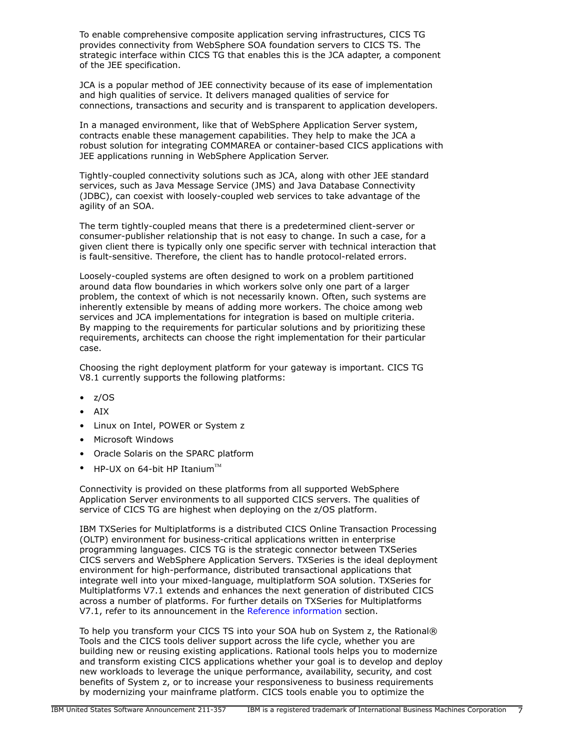To enable comprehensive composite application serving infrastructures, CICS TG provides connectivity from WebSphere SOA foundation servers to CICS TS. The strategic interface within CICS TG that enables this is the JCA adapter, a component of the JEE specification.

JCA is a popular method of JEE connectivity because of its ease of implementation and high qualities of service. It delivers managed qualities of service for connections, transactions and security and is transparent to application developers.

In a managed environment, like that of WebSphere Application Server system, contracts enable these management capabilities. They help to make the JCA a robust solution for integrating COMMAREA or container-based CICS applications with JEE applications running in WebSphere Application Server.

Tightly-coupled connectivity solutions such as JCA, along with other JEE standard services, such as Java Message Service (JMS) and Java Database Connectivity (JDBC), can coexist with loosely-coupled web services to take advantage of the agility of an SOA.

The term tightly-coupled means that there is a predetermined client-server or consumer-publisher relationship that is not easy to change. In such a case, for a given client there is typically only one specific server with technical interaction that is fault-sensitive. Therefore, the client has to handle protocol-related errors.

Loosely-coupled systems are often designed to work on a problem partitioned around data flow boundaries in which workers solve only one part of a larger problem, the context of which is not necessarily known. Often, such systems are inherently extensible by means of adding more workers. The choice among web services and JCA implementations for integration is based on multiple criteria. By mapping to the requirements for particular solutions and by prioritizing these requirements, architects can choose the right implementation for their particular case.

Choosing the right deployment platform for your gateway is important. CICS TG V8.1 currently supports the following platforms:

- z/OS
- AIX
- Linux on Intel, POWER or System z
- Microsoft Windows
- Oracle Solaris on the SPARC platform
- HP-UX on 64-bit HP Itanium™

Connectivity is provided on these platforms from all supported WebSphere Application Server environments to all supported CICS servers. The qualities of service of CICS TG are highest when deploying on the z/OS platform.

IBM TXSeries for Multiplatforms is a distributed CICS Online Transaction Processing (OLTP) environment for business-critical applications written in enterprise programming languages. CICS TG is the strategic connector between TXSeries CICS servers and WebSphere Application Servers. TXSeries is the ideal deployment environment for high-performance, distributed transactional applications that integrate well into your mixed-language, multiplatform SOA solution. TXSeries for Multiplatforms V7.1 extends and enhances the next generation of distributed CICS across a number of platforms. For further details on TXSeries for Multiplatforms V7.1, refer to its announcement in the Reference information section.

To help you transform your CICS TS into your SOA hub on System z, the Rational® Tools and the CICS tools deliver support across the life cycle, whether you are building new or reusing existing applications. Rational tools helps you to modernize and transform existing CICS applications whether your goal is to develop and deploy new workloads to leverage the unique performance, availability, security, and cost benefits of System z, or to increase your responsiveness to business requirements by modernizing your mainframe platform. CICS tools enable you to optimize the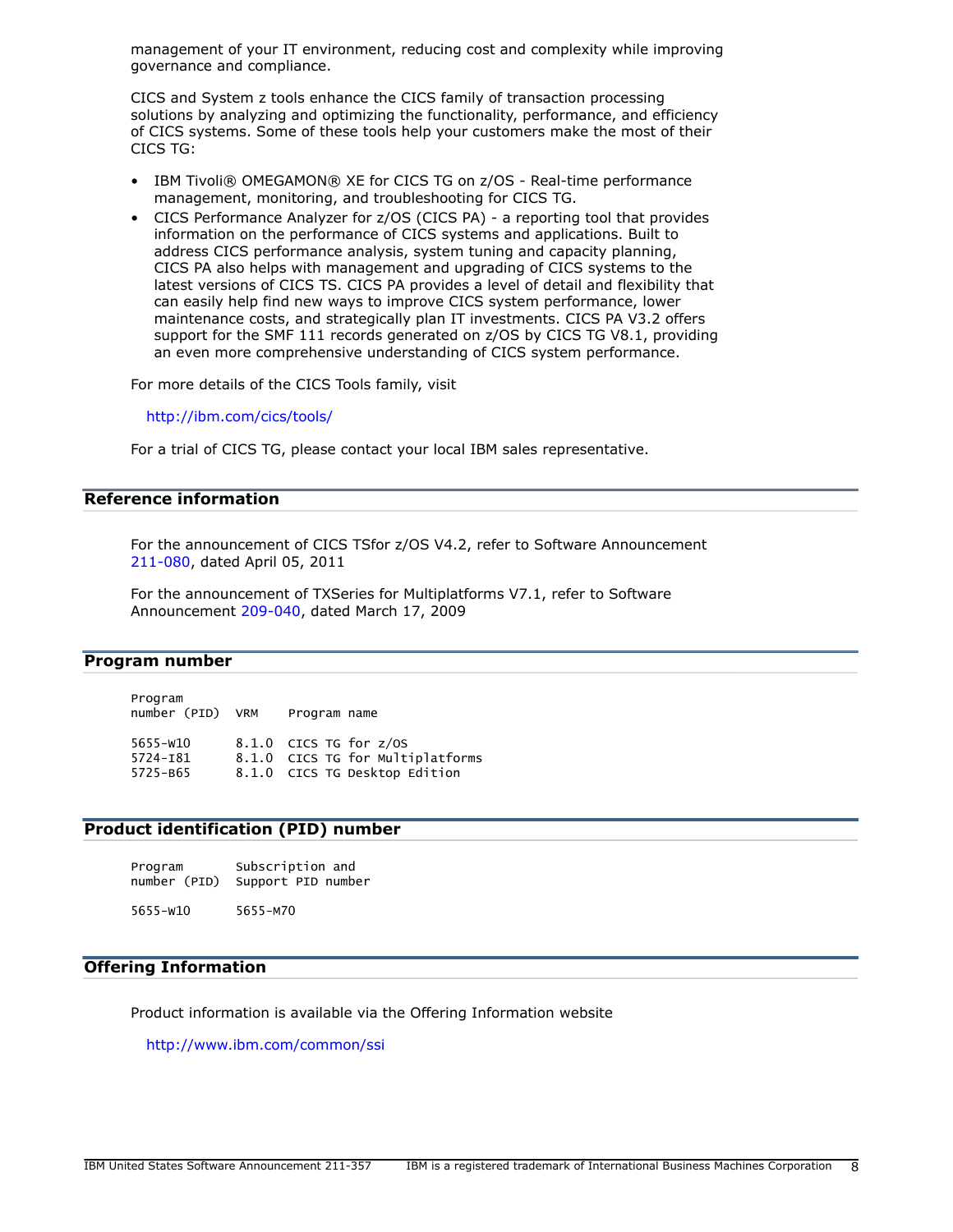management of your IT environment, reducing cost and complexity while improving governance and compliance.

CICS and System z tools enhance the CICS family of transaction processing solutions by analyzing and optimizing the functionality, performance, and efficiency of CICS systems. Some of these tools help your customers make the most of their CICS TG:

- IBM Tivoli® OMEGAMON® XE for CICS TG on z/OS - Real-time performance management, monitoring, and troubleshooting for CICS TG.
- CICS Performance Analyzer for z/OS (CICS PA) - a reporting tool that provides information on the performance of CICS systems and applications. Built to address CICS performance analysis, system tuning and capacity planning, CICS PA also helps with management and upgrading of CICS systems to the latest versions of CICS TS. CICS PA provides a level of detail and flexibility that can easily help find new ways to improve CICS system performance, lower maintenance costs, and strategically plan IT investments. CICS PA V3.2 offers support for the SMF 111 records generated on z/OS by CICS TG V8.1, providing an even more comprehensive understanding of CICS system performance.

For more details of the CICS Tools family, visit

http://ibm.com/cics/tools/

For a trial of CICS TG, please contact your local IBM sales representative.

## Reference information

For the announcement of CICS TSfor z/OS V4.2, refer to Software Announcement 211-080, dated April 05, 2011

For the announcement of TXSeries for Multiplatforms V7.1, refer to Software Announcement 209-040, dated March 17, 2009

## Program number

| Program number (PID) | VRM | Program name |
|---|---|---|
| 5655-W10 | 8.1.0 | CICS TG for z/OS |
| 5724-I81 | 8.1.0 | CICS TG for Multiplatforms |
| 5725-B65 | 8.1.0 | CICS TG Desktop Edition |

## Product identification (PID) number

| Program number (PID) | Subscription and Support PID number |
|---|---|
| 5655-W10 | 5655-M70 |

## Offering Information

Product information is available via the Offering Information website

http://www.ibm.com/common/ssi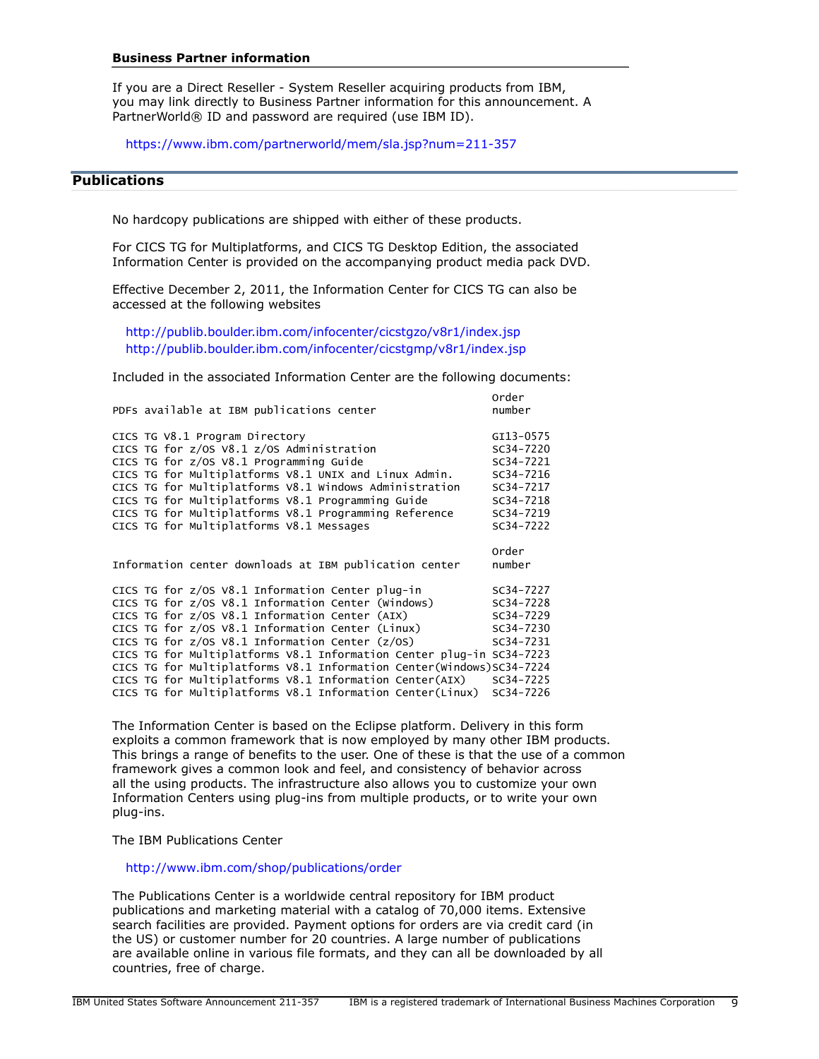### Business Partner information

If you are a Direct Reseller - System Reseller acquiring products from IBM, you may link directly to Business Partner information for this announcement. A PartnerWorld® ID and password are required (use IBM ID).

https://www.ibm.com/partnerworld/mem/sla.jsp?num=211-357

## Publications

No hardcopy publications are shipped with either of these products.

For CICS TG for Multiplatforms, and CICS TG Desktop Edition, the associated Information Center is provided on the accompanying product media pack DVD.

Effective December 2, 2011, the Information Center for CICS TG can also be accessed at the following websites

http://publib.boulder.ibm.com/infocenter/cicstgzo/v8r1/index.jsp
http://publib.boulder.ibm.com/infocenter/cicstgmp/v8r1/index.jsp

Included in the associated Information Center are the following documents:

| PDFs available at IBM publications center | Order number |
|---|---|
| CICS TG V8.1 Program Directory | GI13-0575 |
| CICS TG for z/OS V8.1 z/OS Administration | SC34-7220 |
| CICS TG for z/OS V8.1 Programming Guide | SC34-7221 |
| CICS TG for Multiplatforms V8.1 UNIX and Linux Admin. | SC34-7216 |
| CICS TG for Multiplatforms V8.1 Windows Administration | SC34-7217 |
| CICS TG for Multiplatforms V8.1 Programming Guide | SC34-7218 |
| CICS TG for Multiplatforms V8.1 Programming Reference | SC34-7219 |
| CICS TG for Multiplatforms V8.1 Messages | SC34-7222 |

| Information center downloads at IBM publication center | Order number |
|---|---|
| CICS TG for z/OS V8.1 Information Center plug-in | SC34-7227 |
| CICS TG for z/OS V8.1 Information Center (Windows) | SC34-7228 |
| CICS TG for z/OS V8.1 Information Center (AIX) | SC34-7229 |
| CICS TG for z/OS V8.1 Information Center (Linux) | SC34-7230 |
| CICS TG for z/OS V8.1 Information Center (z/OS) | SC34-7231 |
| CICS TG for Multiplatforms V8.1 Information Center plug-in | SC34-7223 |
| CICS TG for Multiplatforms V8.1 Information Center(Windows) | SC34-7224 |
| CICS TG for Multiplatforms V8.1 Information Center(AIX) | SC34-7225 |
| CICS TG for Multiplatforms V8.1 Information Center(Linux) | SC34-7226 |

The Information Center is based on the Eclipse platform. Delivery in this form exploits a common framework that is now employed by many other IBM products. This brings a range of benefits to the user. One of these is that the use of a common framework gives a common look and feel, and consistency of behavior across all the using products. The infrastructure also allows you to customize your own Information Centers using plug-ins from multiple products, or to write your own plug-ins.

The IBM Publications Center

http://www.ibm.com/shop/publications/order

The Publications Center is a worldwide central repository for IBM product publications and marketing material with a catalog of 70,000 items. Extensive search facilities are provided. Payment options for orders are via credit card (in the US) or customer number for 20 countries. A large number of publications are available online in various file formats, and they can all be downloaded by all countries, free of charge.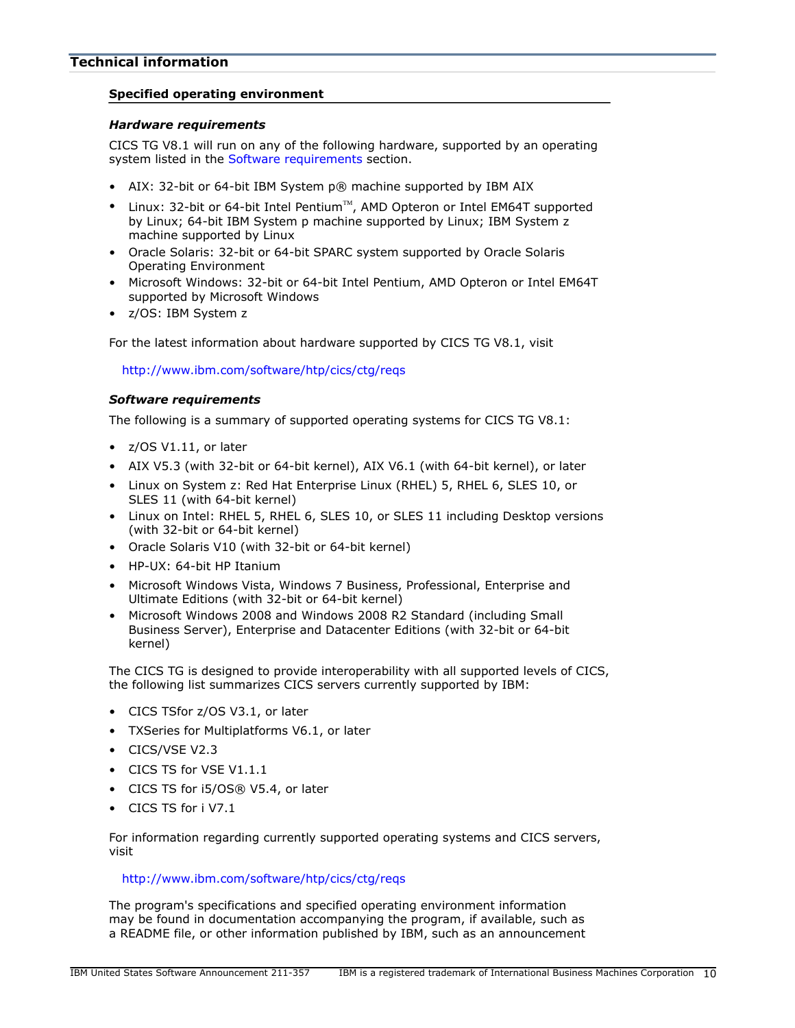## Technical information

### Specified operating environment

#### *Hardware requirements*

CICS TG V8.1 will run on any of the following hardware, supported by an operating system listed in the Software requirements section.

- AIX: 32-bit or 64-bit IBM System p® machine supported by IBM AIX
- Linux: 32-bit or 64-bit Intel Pentium™, AMD Opteron or Intel EM64T supported by Linux; 64-bit IBM System p machine supported by Linux; IBM System z machine supported by Linux
- Oracle Solaris: 32-bit or 64-bit SPARC system supported by Oracle Solaris Operating Environment
- Microsoft Windows: 32-bit or 64-bit Intel Pentium, AMD Opteron or Intel EM64T supported by Microsoft Windows
- z/OS: IBM System z

For the latest information about hardware supported by CICS TG V8.1, visit

http://www.ibm.com/software/htp/cics/ctg/reqs

#### *Software requirements*

The following is a summary of supported operating systems for CICS TG V8.1:

- z/OS V1.11, or later
- AIX V5.3 (with 32-bit or 64-bit kernel), AIX V6.1 (with 64-bit kernel), or later
- Linux on System z: Red Hat Enterprise Linux (RHEL) 5, RHEL 6, SLES 10, or SLES 11 (with 64-bit kernel)
- Linux on Intel: RHEL 5, RHEL 6, SLES 10, or SLES 11 including Desktop versions (with 32-bit or 64-bit kernel)
- Oracle Solaris V10 (with 32-bit or 64-bit kernel)
- HP-UX: 64-bit HP Itanium
- Microsoft Windows Vista, Windows 7 Business, Professional, Enterprise and Ultimate Editions (with 32-bit or 64-bit kernel)
- Microsoft Windows 2008 and Windows 2008 R2 Standard (including Small Business Server), Enterprise and Datacenter Editions (with 32-bit or 64-bit kernel)

The CICS TG is designed to provide interoperability with all supported levels of CICS, the following list summarizes CICS servers currently supported by IBM:

- CICS TSfor z/OS V3.1, or later
- TXSeries for Multiplatforms V6.1, or later
- CICS/VSE V2.3
- CICS TS for VSE V1.1.1
- CICS TS for i5/OS® V5.4, or later
- CICS TS for i V7.1

For information regarding currently supported operating systems and CICS servers, visit

http://www.ibm.com/software/htp/cics/ctg/reqs

The program's specifications and specified operating environment information may be found in documentation accompanying the program, if available, such as a README file, or other information published by IBM, such as an announcement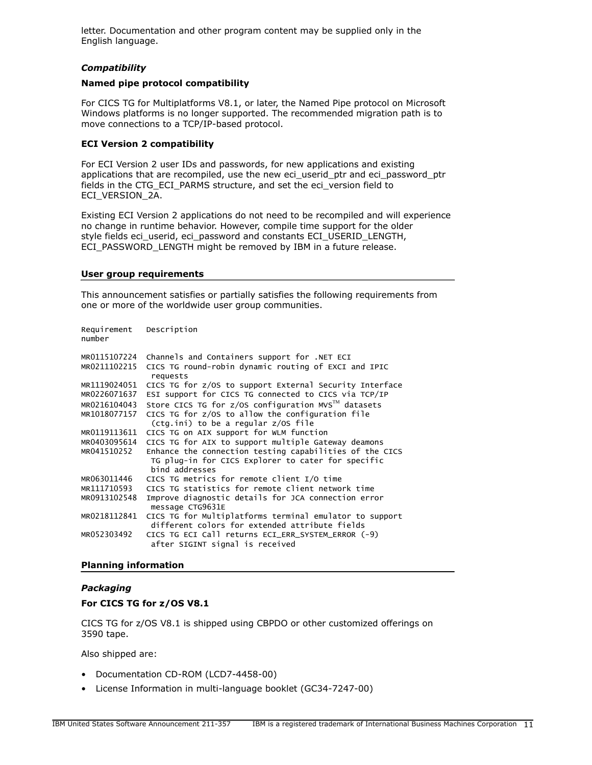letter. Documentation and other program content may be supplied only in the English language.

### *Compatibility*

#### Named pipe protocol compatibility

For CICS TG for Multiplatforms V8.1, or later, the Named Pipe protocol on Microsoft Windows platforms is no longer supported. The recommended migration path is to move connections to a TCP/IP-based protocol.

#### ECI Version 2 compatibility

For ECI Version 2 user IDs and passwords, for new applications and existing applications that are recompiled, use the new eci_userid_ptr and eci_password_ptr fields in the CTG_ECI_PARMS structure, and set the eci_version field to ECI_VERSION_2A.

Existing ECI Version 2 applications do not need to be recompiled and will experience no change in runtime behavior. However, compile time support for the older style fields eci_userid, eci_password and constants ECI_USERID_LENGTH, ECI_PASSWORD_LENGTH might be removed by IBM in a future release.

## User group requirements

This announcement satisfies or partially satisfies the following requirements from one or more of the worldwide user group communities.

| Requirement number | Description |
|---|---|
| MR0115107224 | Channels and Containers support for .NET ECI |
| MR0211102215 | CICS TG round-robin dynamic routing of EXCI and IPIC requests |
| MR1119024051 | CICS TG for z/OS to support External Security Interface |
| MR0226071637 | ESI support for CICS TG connected to CICS via TCP/IP |
| MR0216104043 | Store CICS TG for z/OS configuration MVS™ datasets |
| MR1018077157 | CICS TG for z/OS to allow the configuration file (ctg.ini) to be a regular z/OS file |
| MR0119113611 | CICS TG on AIX support for WLM function |
| MR0403095614 | CICS TG for AIX to support multiple Gateway deamons |
| MR041510252 | Enhance the connection testing capabilities of the CICS TG plug-in for CICS Explorer to cater for specific bind addresses |
| MR063011446 | CICS TG metrics for remote client I/O time |
| MR111710593 | CICS TG statistics for remote client network time |
| MR0913102548 | Improve diagnostic details for JCA connection error message CTG9631E |
| MR0218112841 | CICS TG for Multiplatforms terminal emulator to support different colors for extended attribute fields |
| MR052303492 | CICS TG ECI Call returns ECI_ERR_SYSTEM_ERROR (-9) after SIGINT signal is received |

## Planning information

### *Packaging*

#### For CICS TG for z/OS V8.1

CICS TG for z/OS V8.1 is shipped using CBPDO or other customized offerings on 3590 tape.

Also shipped are:

- Documentation CD-ROM (LCD7-4458-00)
- License Information in multi-language booklet (GC34-7247-00)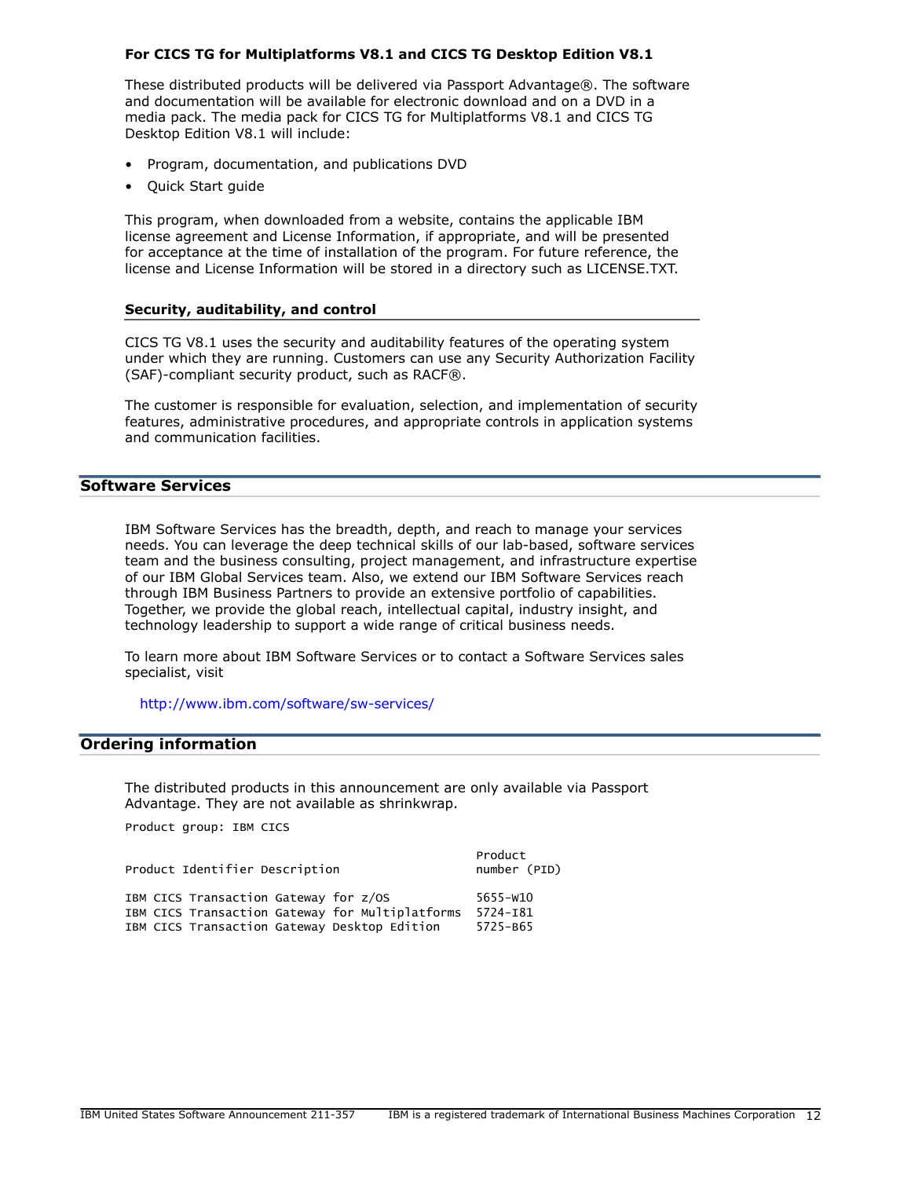**For CICS TG for Multiplatforms V8.1 and CICS TG Desktop Edition V8.1**

These distributed products will be delivered via Passport Advantage®. The software and documentation will be available for electronic download and on a DVD in a media pack. The media pack for CICS TG for Multiplatforms V8.1 and CICS TG Desktop Edition V8.1 will include:

- Program, documentation, and publications DVD
- Quick Start guide

This program, when downloaded from a website, contains the applicable IBM license agreement and License Information, if appropriate, and will be presented for acceptance at the time of installation of the program. For future reference, the license and License Information will be stored in a directory such as LICENSE.TXT.

### Security, auditability, and control

CICS TG V8.1 uses the security and auditability features of the operating system under which they are running. Customers can use any Security Authorization Facility (SAF)-compliant security product, such as RACF®.

The customer is responsible for evaluation, selection, and implementation of security features, administrative procedures, and appropriate controls in application systems and communication facilities.

## Software Services

IBM Software Services has the breadth, depth, and reach to manage your services needs. You can leverage the deep technical skills of our lab-based, software services team and the business consulting, project management, and infrastructure expertise of our IBM Global Services team. Also, we extend our IBM Software Services reach through IBM Business Partners to provide an extensive portfolio of capabilities. Together, we provide the global reach, intellectual capital, industry insight, and technology leadership to support a wide range of critical business needs.

To learn more about IBM Software Services or to contact a Software Services sales specialist, visit

http://www.ibm.com/software/sw-services/

## Ordering information

The distributed products in this announcement are only available via Passport Advantage. They are not available as shrinkwrap.

```
Product group: IBM CICS

                                                 Product
Product Identifier Description                   number (PID)

IBM CICS Transaction Gateway for z/OS            5655-W10
IBM CICS Transaction Gateway for Multiplatforms  5724-I81
IBM CICS Transaction Gateway Desktop Edition     5725-B65
```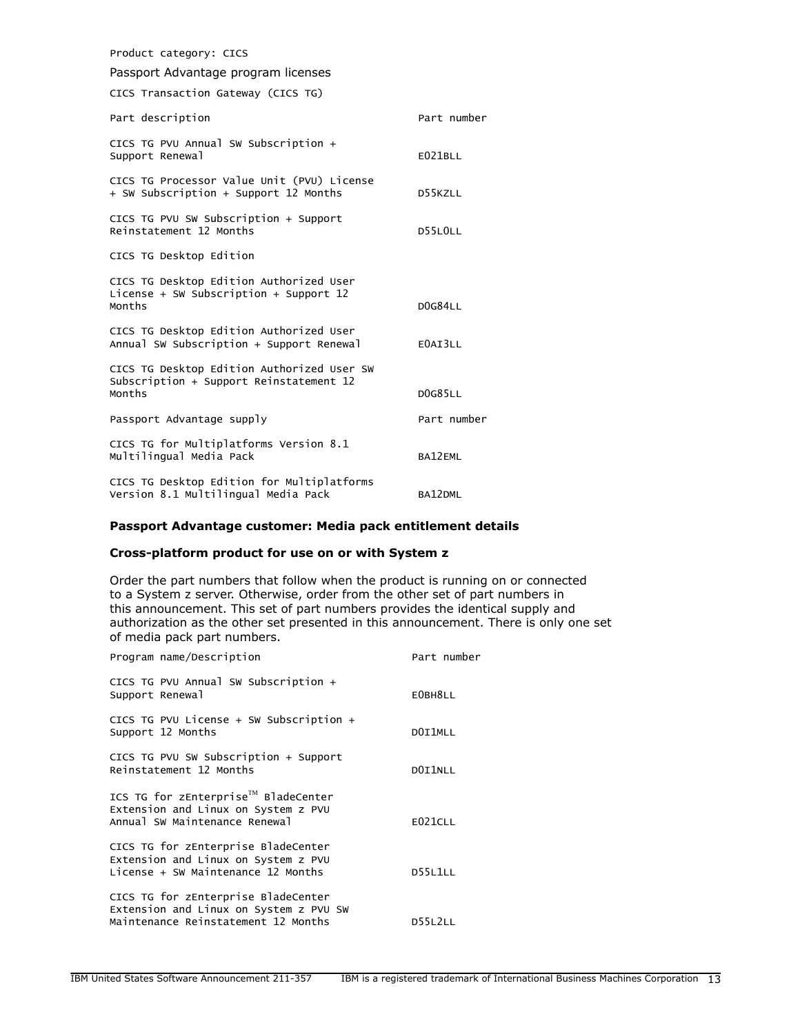Product category: CICS

Passport Advantage program licenses

CICS Transaction Gateway (CICS TG)

| Part description | Part number |
|---|---|
| CICS TG PVU Annual SW Subscription + Support Renewal | E021BLL |
| CICS TG Processor Value Unit (PVU) License + SW Subscription + Support 12 Months | D55KZLL |
| CICS TG PVU SW Subscription + Support Reinstatement 12 Months | D55L0LL |
| CICS TG Desktop Edition | |
| CICS TG Desktop Edition Authorized User License + SW Subscription + Support 12 Months | D0G84LL |
| CICS TG Desktop Edition Authorized User Annual SW Subscription + Support Renewal | E0AI3LL |
| CICS TG Desktop Edition Authorized User SW Subscription + Support Reinstatement 12 Months | D0G85LL |

| Passport Advantage supply | Part number |
|---|---|
| CICS TG for Multiplatforms Version 8.1 Multilingual Media Pack | BA12EML |
| CICS TG Desktop Edition for Multiplatforms Version 8.1 Multilingual Media Pack | BA12DML |

**Passport Advantage customer: Media pack entitlement details**

**Cross-platform product for use on or with System z**

Order the part numbers that follow when the product is running on or connected to a System z server. Otherwise, order from the other set of part numbers in this announcement. This set of part numbers provides the identical supply and authorization as the other set presented in this announcement. There is only one set of media pack part numbers.

| Program name/Description | Part number |
|---|---|
| CICS TG PVU Annual SW Subscription + Support Renewal | E0BH8LL |
| CICS TG PVU License + SW Subscription + Support 12 Months | D0I1MLL |
| CICS TG PVU SW Subscription + Support Reinstatement 12 Months | D0I1NLL |
| ICS TG for zEnterprise™ BladeCenter Extension and Linux on System z PVU Annual SW Maintenance Renewal | E021CLL |
| CICS TG for zEnterprise BladeCenter Extension and Linux on System z PVU License + SW Maintenance 12 Months | D55L1LL |
| CICS TG for zEnterprise BladeCenter Extension and Linux on System z PVU SW Maintenance Reinstatement 12 Months | D55L2LL |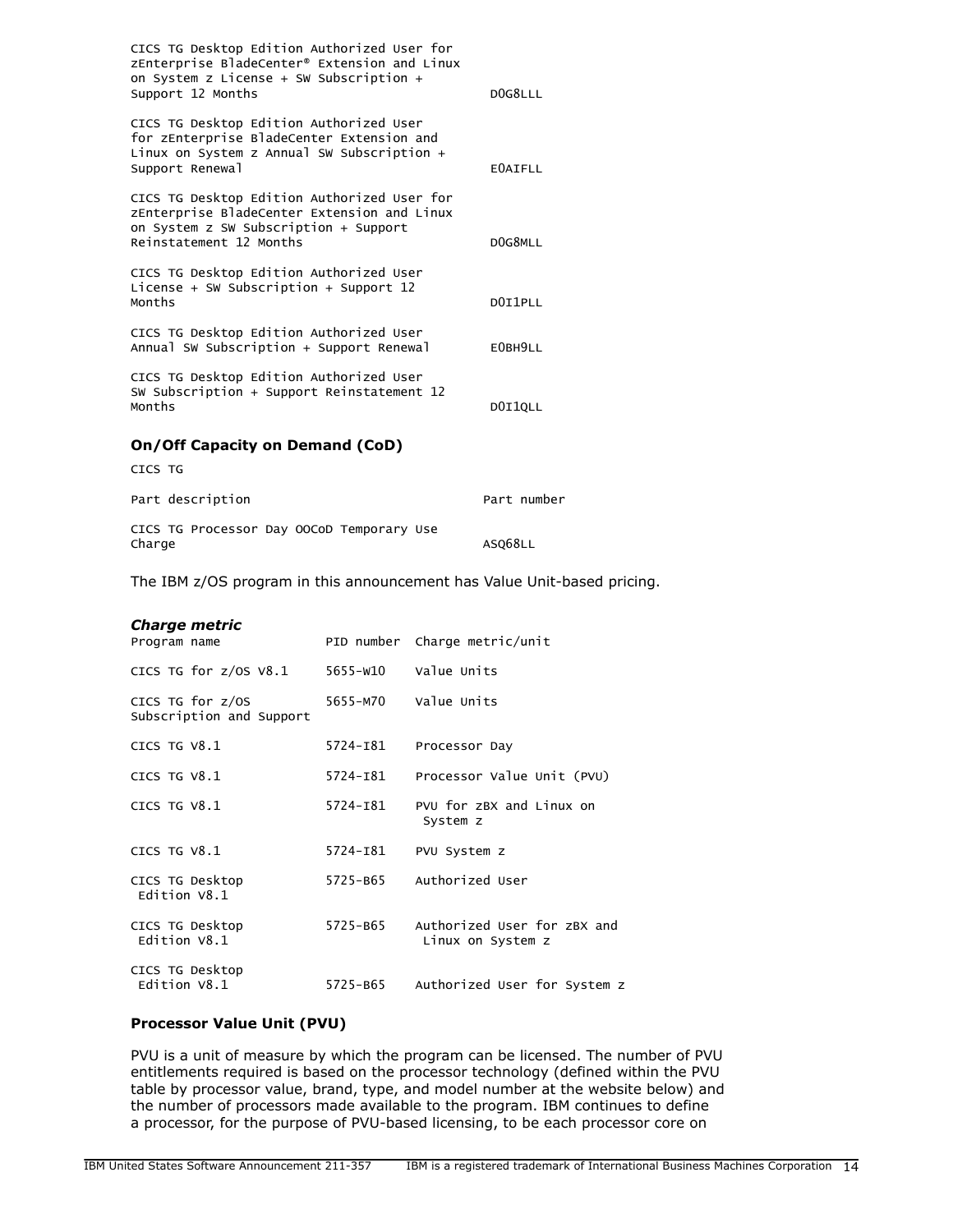| | |
|---|---|
| CICS TG Desktop Edition Authorized User for zEnterprise BladeCenter® Extension and Linux on System z License + SW Subscription + Support 12 Months | D0G8LLL |
| CICS TG Desktop Edition Authorized User for zEnterprise BladeCenter Extension and Linux on System z Annual SW Subscription + Support Renewal | E0AIFLL |
| CICS TG Desktop Edition Authorized User for zEnterprise BladeCenter Extension and Linux on System z SW Subscription + Support Reinstatement 12 Months | D0G8MLL |
| CICS TG Desktop Edition Authorized User License + SW Subscription + Support 12 Months | D0I1PLL |
| CICS TG Desktop Edition Authorized User Annual SW Subscription + Support Renewal | E0BH9LL |
| CICS TG Desktop Edition Authorized User SW Subscription + Support Reinstatement 12 Months | D0I1QLL |

**On/Off Capacity on Demand (CoD)**

CICS TG

| Part description | Part number |
|---|---|
| CICS TG Processor Day OOCoD Temporary Use Charge | ASQ68LL |

The IBM z/OS program in this announcement has Value Unit-based pricing.

***Charge metric***

| Program name | PID number | Charge metric/unit |
|---|---|---|
| CICS TG for z/OS V8.1 | 5655-W10 | Value Units |
| CICS TG for z/OS Subscription and Support | 5655-M70 | Value Units |
| CICS TG V8.1 | 5724-I81 | Processor Day |
| CICS TG V8.1 | 5724-I81 | Processor Value Unit (PVU) |
| CICS TG V8.1 | 5724-I81 | PVU for zBX and Linux on System z |
| CICS TG V8.1 | 5724-I81 | PVU System z |
| CICS TG Desktop Edition V8.1 | 5725-B65 | Authorized User |
| CICS TG Desktop Edition V8.1 | 5725-B65 | Authorized User for zBX and Linux on System z |
| CICS TG Desktop Edition V8.1 | 5725-B65 | Authorized User for System z |

**Processor Value Unit (PVU)**

PVU is a unit of measure by which the program can be licensed. The number of PVU entitlements required is based on the processor technology (defined within the PVU table by processor value, brand, type, and model number at the website below) and the number of processors made available to the program. IBM continues to define a processor, for the purpose of PVU-based licensing, to be each processor core on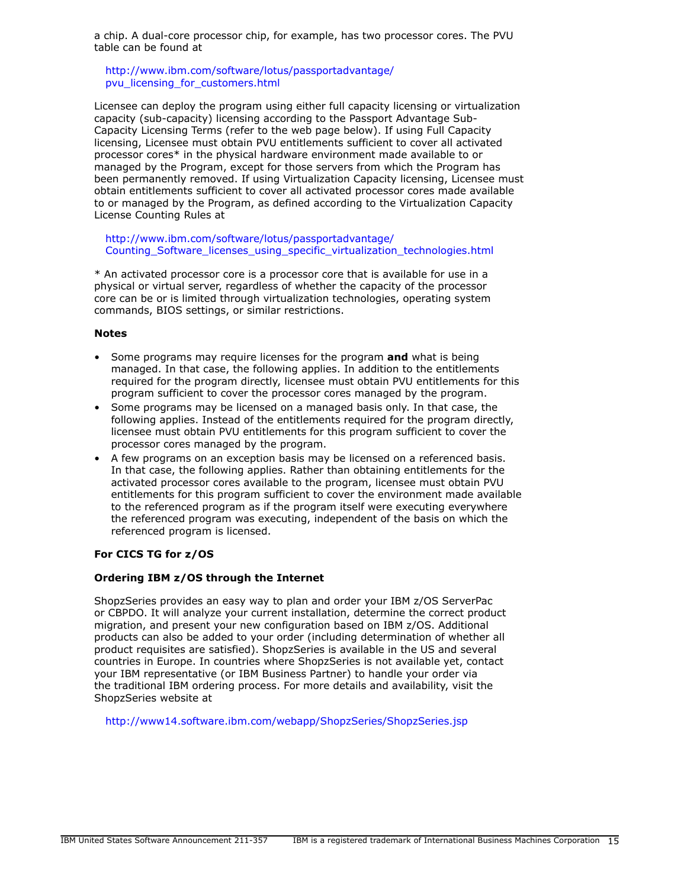a chip. A dual-core processor chip, for example, has two processor cores. The PVU table can be found at

http://www.ibm.com/software/lotus/passportadvantage/pvu_licensing_for_customers.html

Licensee can deploy the program using either full capacity licensing or virtualization capacity (sub-capacity) licensing according to the Passport Advantage Sub-Capacity Licensing Terms (refer to the web page below). If using Full Capacity licensing, Licensee must obtain PVU entitlements sufficient to cover all activated processor cores* in the physical hardware environment made available to or managed by the Program, except for those servers from which the Program has been permanently removed. If using Virtualization Capacity licensing, Licensee must obtain entitlements sufficient to cover all activated processor cores made available to or managed by the Program, as defined according to the Virtualization Capacity License Counting Rules at

http://www.ibm.com/software/lotus/passportadvantage/Counting_Software_licenses_using_specific_virtualization_technologies.html

* An activated processor core is a processor core that is available for use in a physical or virtual server, regardless of whether the capacity of the processor core can be or is limited through virtualization technologies, operating system commands, BIOS settings, or similar restrictions.

**Notes**

- Some programs may require licenses for the program **and** what is being managed. In that case, the following applies. In addition to the entitlements required for the program directly, licensee must obtain PVU entitlements for this program sufficient to cover the processor cores managed by the program.
- Some programs may be licensed on a managed basis only. In that case, the following applies. Instead of the entitlements required for the program directly, licensee must obtain PVU entitlements for this program sufficient to cover the processor cores managed by the program.
- A few programs on an exception basis may be licensed on a referenced basis. In that case, the following applies. Rather than obtaining entitlements for the activated processor cores available to the program, licensee must obtain PVU entitlements for this program sufficient to cover the environment made available to the referenced program as if the program itself were executing everywhere the referenced program was executing, independent of the basis on which the referenced program is licensed.

**For CICS TG for z/OS**

**Ordering IBM z/OS through the Internet**

ShopzSeries provides an easy way to plan and order your IBM z/OS ServerPac or CBPDO. It will analyze your current installation, determine the correct product migration, and present your new configuration based on IBM z/OS. Additional products can also be added to your order (including determination of whether all product requisites are satisfied). ShopzSeries is available in the US and several countries in Europe. In countries where ShopzSeries is not available yet, contact your IBM representative (or IBM Business Partner) to handle your order via the traditional IBM ordering process. For more details and availability, visit the ShopzSeries website at

http://www14.software.ibm.com/webapp/ShopzSeries/ShopzSeries.jsp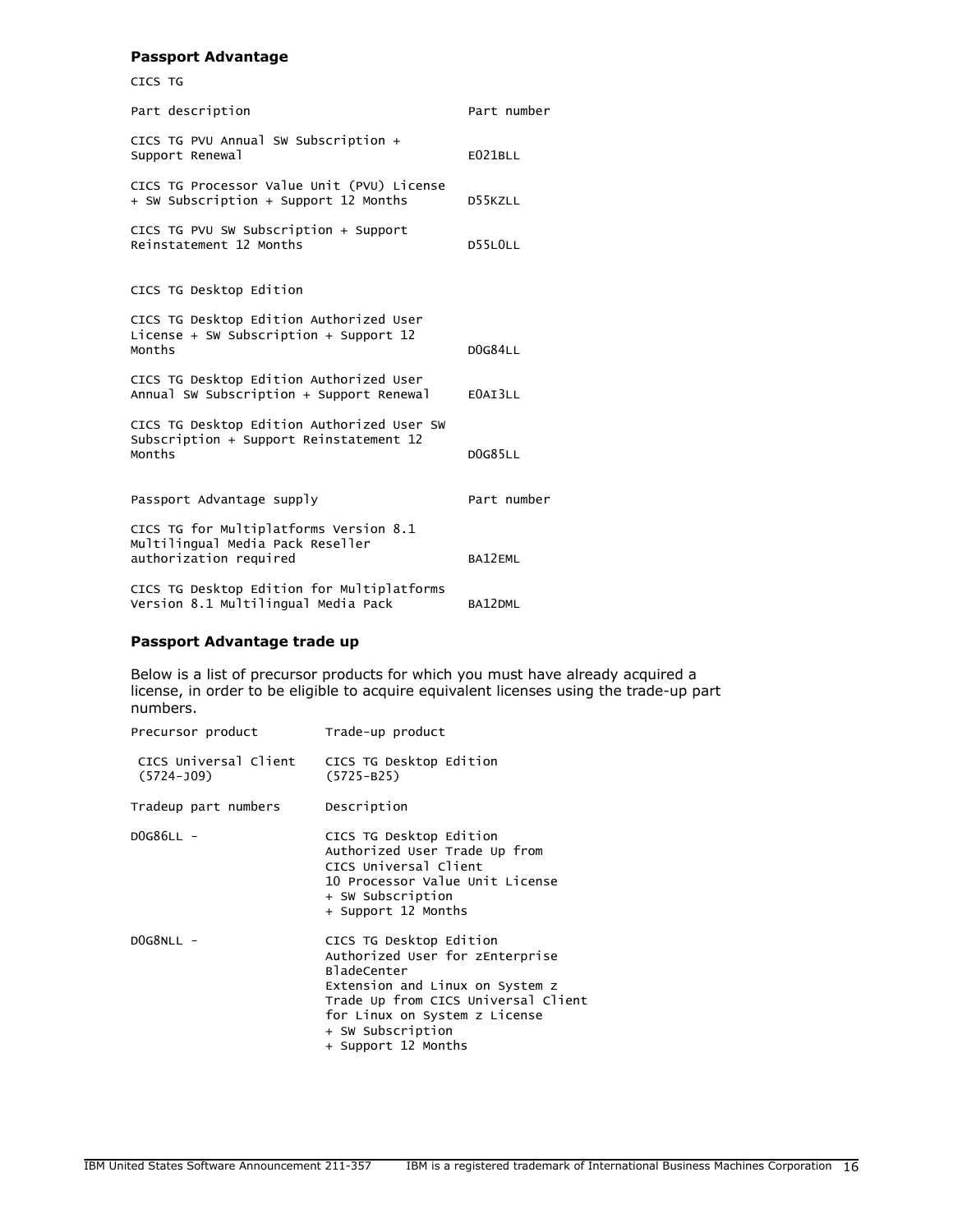### Passport Advantage

CICS TG

| Part description | Part number |
|---|---|
| CICS TG PVU Annual SW Subscription + Support Renewal | E021BLL |
| CICS TG Processor Value Unit (PVU) License + SW Subscription + Support 12 Months | D55KZLL |
| CICS TG PVU SW Subscription + Support Reinstatement 12 Months | D55L0LL |

CICS TG Desktop Edition

| Part description | Part number |
|---|---|
| CICS TG Desktop Edition Authorized User License + SW Subscription + Support 12 Months | D0G84LL |
| CICS TG Desktop Edition Authorized User Annual SW Subscription + Support Renewal | E0AI3LL |
| CICS TG Desktop Edition Authorized User SW Subscription + Support Reinstatement 12 Months | D0G85LL |

| Passport Advantage supply | Part number |
|---|---|
| CICS TG for Multiplatforms Version 8.1 Multilingual Media Pack Reseller authorization required | BA12EML |
| CICS TG Desktop Edition for Multiplatforms Version 8.1 Multilingual Media Pack | BA12DML |

### Passport Advantage trade up

Below is a list of precursor products for which you must have already acquired a license, in order to be eligible to acquire equivalent licenses using the trade-up part numbers.

| Precursor product | Trade-up product |
|---|---|
| CICS Universal Client (5724-J09) | CICS TG Desktop Edition (5725-B25) |

| Tradeup part numbers | Description |
|---|---|
| D0G86LL - | CICS TG Desktop Edition Authorized User Trade Up from CICS Universal Client 10 Processor Value Unit License + SW Subscription + Support 12 Months |
| D0G8NLL - | CICS TG Desktop Edition Authorized User for zEnterprise BladeCenter Extension and Linux on System z Trade Up from CICS Universal Client for Linux on System z License + SW Subscription + Support 12 Months |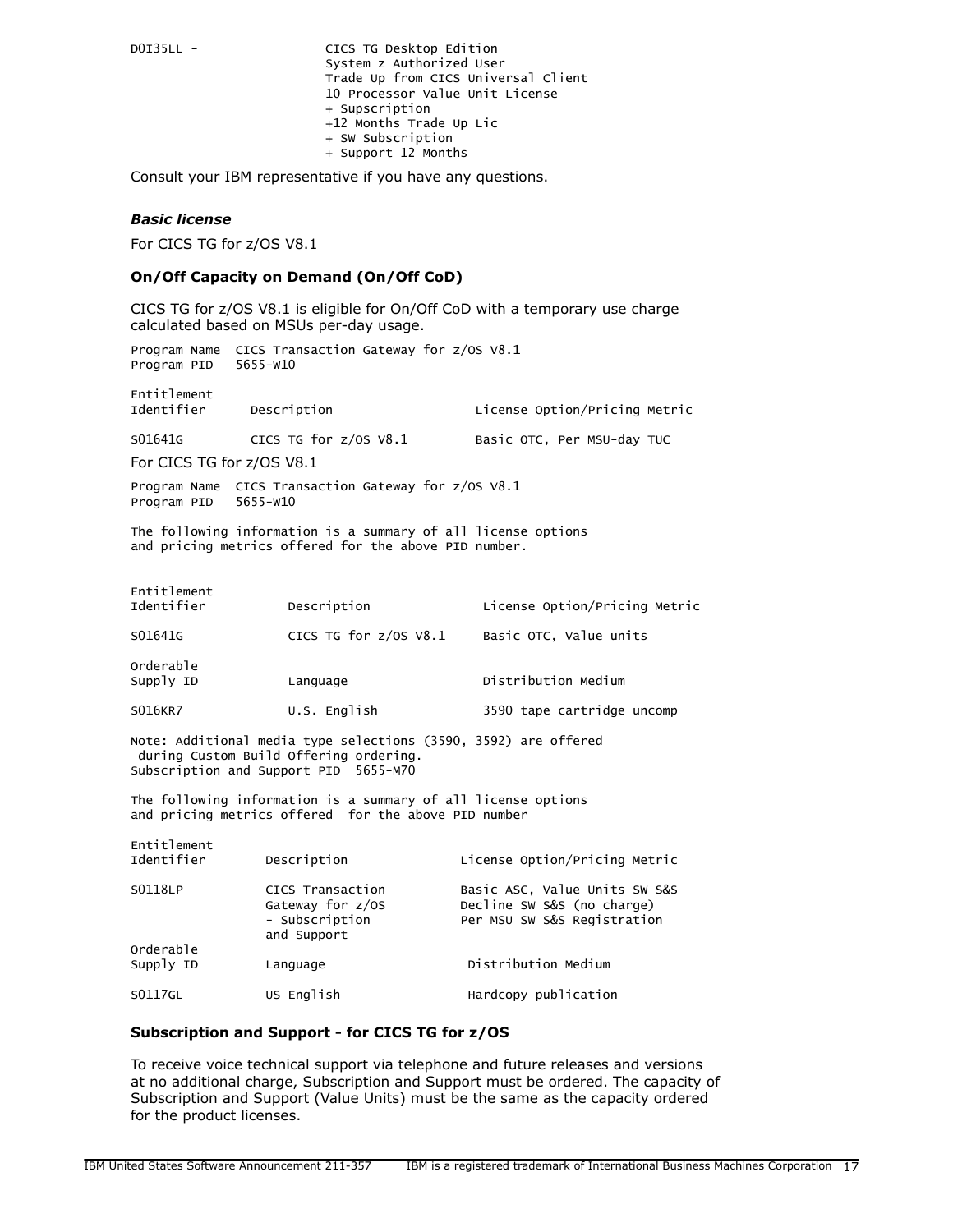```
D0I35LL -               CICS TG Desktop Edition
                        System z Authorized User
                        Trade Up from CICS Universal Client
                        10 Processor Value Unit License
                        + Supscription
                        +12 Months Trade Up Lic
                        + SW Subscription
                        + Support 12 Months
```

Consult your IBM representative if you have any questions.

***Basic license***

For CICS TG for z/OS V8.1

**On/Off Capacity on Demand (On/Off CoD)**

CICS TG for z/OS V8.1 is eligible for On/Off CoD with a temporary use charge calculated based on MSUs per-day usage.

```
Program Name  CICS Transaction Gateway for z/OS V8.1
Program PID   5655-W10
```

| Entitlement Identifier | Description | License Option/Pricing Metric |
|---|---|---|
| S01641G | CICS TG for z/OS V8.1 | Basic OTC, Per MSU-day TUC |

For CICS TG for z/OS V8.1

```
Program Name  CICS Transaction Gateway for z/OS V8.1
Program PID   5655-W10
```

The following information is a summary of all license options and pricing metrics offered for the above PID number.

| Entitlement Identifier | Description | License Option/Pricing Metric |
|---|---|---|
| S01641G | CICS TG for z/OS V8.1 | Basic OTC, Value units |

| Orderable Supply ID | Language | Distribution Medium |
|---|---|---|
| S016KR7 | U.S. English | 3590 tape cartridge uncomp |

Note: Additional media type selections (3590, 3592) are offered during Custom Build Offering ordering.

Subscription and Support PID 5655-M70

The following information is a summary of all license options and pricing metrics offered for the above PID number

| Entitlement Identifier | Description | License Option/Pricing Metric |
|---|---|---|
| S0118LP | CICS Transaction Gateway for z/OS - Subscription and Support | Basic ASC, Value Units SW S&S<br>Decline SW S&S (no charge)<br>Per MSU SW S&S Registration |

| Orderable Supply ID | Language | Distribution Medium |
|---|---|---|
| S0117GL | US English | Hardcopy publication |

**Subscription and Support - for CICS TG for z/OS**

To receive voice technical support via telephone and future releases and versions at no additional charge, Subscription and Support must be ordered. The capacity of Subscription and Support (Value Units) must be the same as the capacity ordered for the product licenses.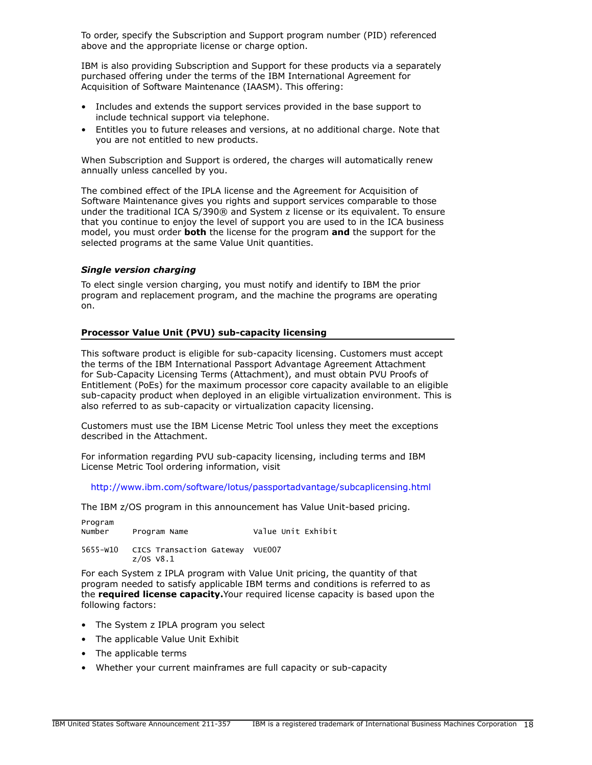To order, specify the Subscription and Support program number (PID) referenced above and the appropriate license or charge option.

IBM is also providing Subscription and Support for these products via a separately purchased offering under the terms of the IBM International Agreement for Acquisition of Software Maintenance (IAASM). This offering:

- Includes and extends the support services provided in the base support to include technical support via telephone.
- Entitles you to future releases and versions, at no additional charge. Note that you are not entitled to new products.

When Subscription and Support is ordered, the charges will automatically renew annually unless cancelled by you.

The combined effect of the IPLA license and the Agreement for Acquisition of Software Maintenance gives you rights and support services comparable to those under the traditional ICA S/390® and System z license or its equivalent. To ensure that you continue to enjoy the level of support you are used to in the ICA business model, you must order **both** the license for the program **and** the support for the selected programs at the same Value Unit quantities.

### *Single version charging*

To elect single version charging, you must notify and identify to IBM the prior program and replacement program, and the machine the programs are operating on.

## Processor Value Unit (PVU) sub-capacity licensing

This software product is eligible for sub-capacity licensing. Customers must accept the terms of the IBM International Passport Advantage Agreement Attachment for Sub-Capacity Licensing Terms (Attachment), and must obtain PVU Proofs of Entitlement (PoEs) for the maximum processor core capacity available to an eligible sub-capacity product when deployed in an eligible virtualization environment. This is also referred to as sub-capacity or virtualization capacity licensing.

Customers must use the IBM License Metric Tool unless they meet the exceptions described in the Attachment.

For information regarding PVU sub-capacity licensing, including terms and IBM License Metric Tool ordering information, visit

http://www.ibm.com/software/lotus/passportadvantage/subcaplicensing.html

The IBM z/OS program in this announcement has Value Unit-based pricing.

| Program Number | Program Name | Value Unit Exhibit |
|---|---|---|
| 5655-W10 | CICS Transaction Gateway z/OS V8.1 | VUE007 |

For each System z IPLA program with Value Unit pricing, the quantity of that program needed to satisfy applicable IBM terms and conditions is referred to as the **required license capacity.** Your required license capacity is based upon the following factors:

- The System z IPLA program you select
- The applicable Value Unit Exhibit
- The applicable terms
- Whether your current mainframes are full capacity or sub-capacity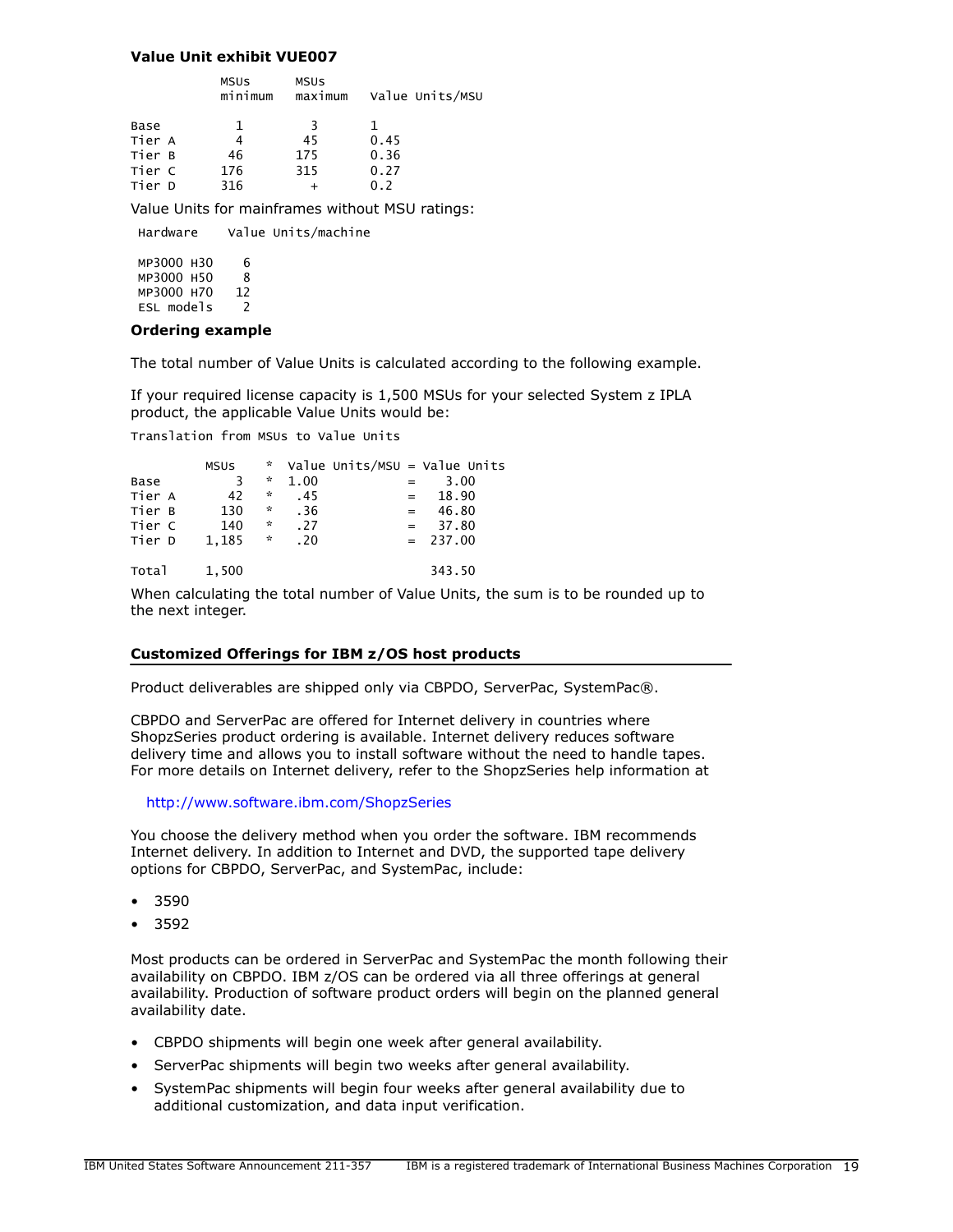**Value Unit exhibit VUE007**

| | MSUs minimum | MSUs maximum | Value Units/MSU |
|---|---|---|---|
| Base | 1 | 3 | 1 |
| Tier A | 4 | 45 | 0.45 |
| Tier B | 46 | 175 | 0.36 |
| Tier C | 176 | 315 | 0.27 |
| Tier D | 316 | + | 0.2 |

Value Units for mainframes without MSU ratings:

| Hardware | Value Units/machine |
|---|---|
| MP3000 H30 | 6 |
| MP3000 H50 | 8 |
| MP3000 H70 | 12 |
| ESL models | 2 |

**Ordering example**

The total number of Value Units is calculated according to the following example.

If your required license capacity is 1,500 MSUs for your selected System z IPLA product, the applicable Value Units would be:

Translation from MSUs to Value Units

| | MSUs | * | Value Units/MSU | = | Value Units |
|---|---|---|---|---|---|
| Base | 3 | * | 1.00 | = | 3.00 |
| Tier A | 42 | * | .45 | = | 18.90 |
| Tier B | 130 | * | .36 | = | 46.80 |
| Tier C | 140 | * | .27 | = | 37.80 |
| Tier D | 1,185 | * | .20 | = | 237.00 |
| Total | 1,500 | | | | 343.50 |

When calculating the total number of Value Units, the sum is to be rounded up to the next integer.

## Customized Offerings for IBM z/OS host products

Product deliverables are shipped only via CBPDO, ServerPac, SystemPac®.

CBPDO and ServerPac are offered for Internet delivery in countries where ShopzSeries product ordering is available. Internet delivery reduces software delivery time and allows you to install software without the need to handle tapes. For more details on Internet delivery, refer to the ShopzSeries help information at

http://www.software.ibm.com/ShopzSeries

You choose the delivery method when you order the software. IBM recommends Internet delivery. In addition to Internet and DVD, the supported tape delivery options for CBPDO, ServerPac, and SystemPac, include:

- 3590
- 3592

Most products can be ordered in ServerPac and SystemPac the month following their availability on CBPDO. IBM z/OS can be ordered via all three offerings at general availability. Production of software product orders will begin on the planned general availability date.

- CBPDO shipments will begin one week after general availability.
- ServerPac shipments will begin two weeks after general availability.
- SystemPac shipments will begin four weeks after general availability due to additional customization, and data input verification.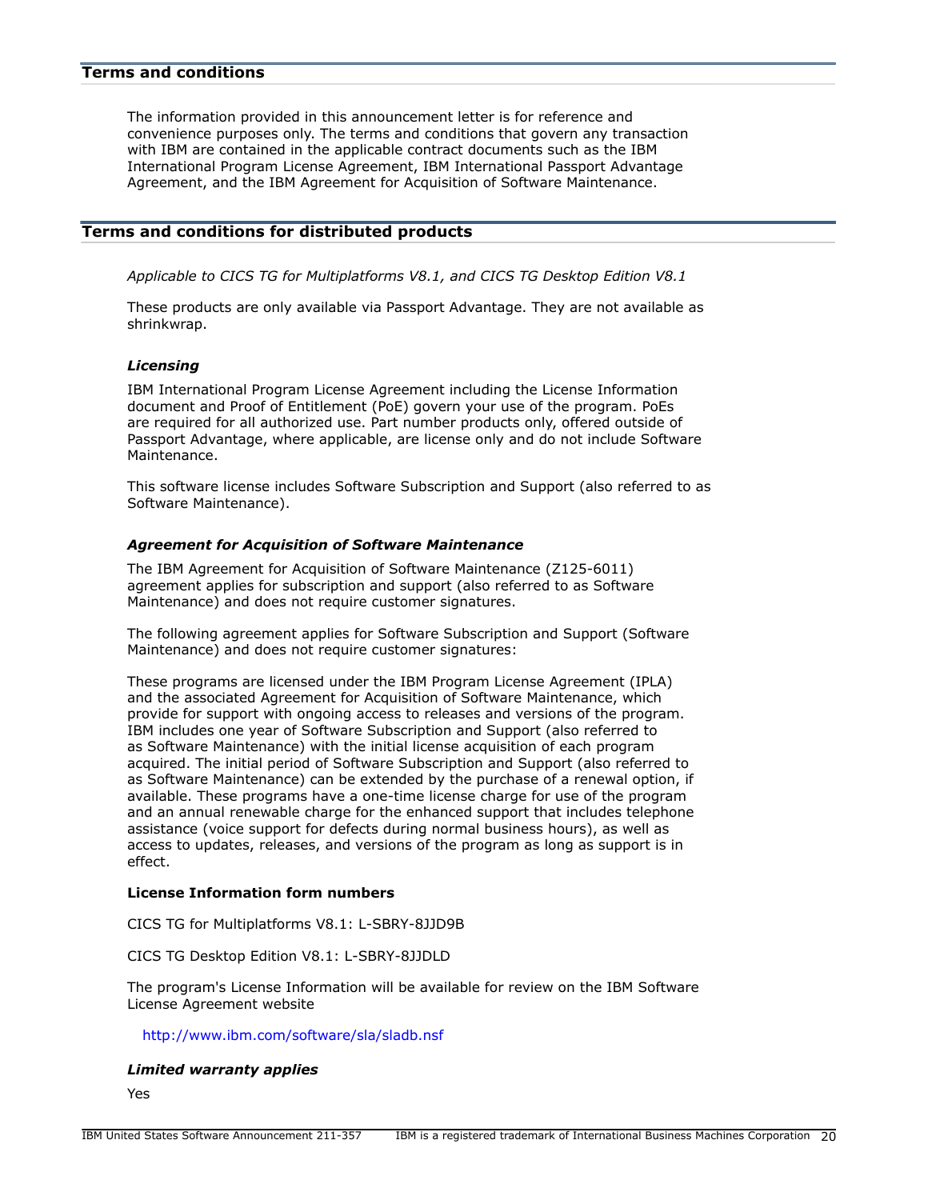## Terms and conditions

The information provided in this announcement letter is for reference and convenience purposes only. The terms and conditions that govern any transaction with IBM are contained in the applicable contract documents such as the IBM International Program License Agreement, IBM International Passport Advantage Agreement, and the IBM Agreement for Acquisition of Software Maintenance.

## Terms and conditions for distributed products

*Applicable to CICS TG for Multiplatforms V8.1, and CICS TG Desktop Edition V8.1*

These products are only available via Passport Advantage. They are not available as shrinkwrap.

### *Licensing*

IBM International Program License Agreement including the License Information document and Proof of Entitlement (PoE) govern your use of the program. PoEs are required for all authorized use. Part number products only, offered outside of Passport Advantage, where applicable, are license only and do not include Software Maintenance.

This software license includes Software Subscription and Support (also referred to as Software Maintenance).

### *Agreement for Acquisition of Software Maintenance*

The IBM Agreement for Acquisition of Software Maintenance (Z125-6011) agreement applies for subscription and support (also referred to as Software Maintenance) and does not require customer signatures.

The following agreement applies for Software Subscription and Support (Software Maintenance) and does not require customer signatures:

These programs are licensed under the IBM Program License Agreement (IPLA) and the associated Agreement for Acquisition of Software Maintenance, which provide for support with ongoing access to releases and versions of the program. IBM includes one year of Software Subscription and Support (also referred to as Software Maintenance) with the initial license acquisition of each program acquired. The initial period of Software Subscription and Support (also referred to as Software Maintenance) can be extended by the purchase of a renewal option, if available. These programs have a one-time license charge for use of the program and an annual renewable charge for the enhanced support that includes telephone assistance (voice support for defects during normal business hours), as well as access to updates, releases, and versions of the program as long as support is in effect.

**License Information form numbers**

CICS TG for Multiplatforms V8.1: L-SBRY-8JJD9B

CICS TG Desktop Edition V8.1: L-SBRY-8JJDLD

The program's License Information will be available for review on the IBM Software License Agreement website

http://www.ibm.com/software/sla/sladb.nsf

### *Limited warranty applies*

Yes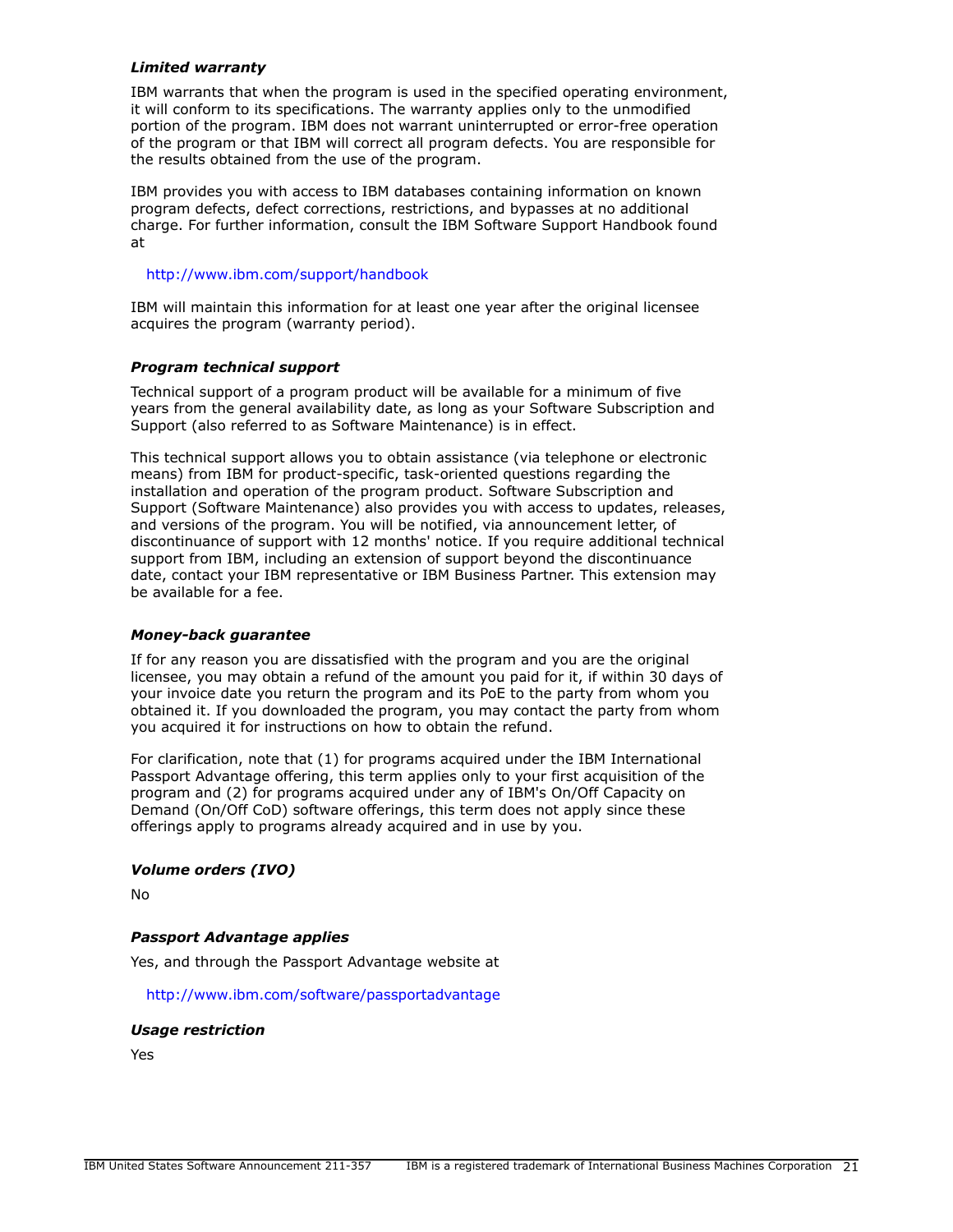### *Limited warranty*

IBM warrants that when the program is used in the specified operating environment, it will conform to its specifications. The warranty applies only to the unmodified portion of the program. IBM does not warrant uninterrupted or error-free operation of the program or that IBM will correct all program defects. You are responsible for the results obtained from the use of the program.

IBM provides you with access to IBM databases containing information on known program defects, defect corrections, restrictions, and bypasses at no additional charge. For further information, consult the IBM Software Support Handbook found at

http://www.ibm.com/support/handbook

IBM will maintain this information for at least one year after the original licensee acquires the program (warranty period).

### *Program technical support*

Technical support of a program product will be available for a minimum of five years from the general availability date, as long as your Software Subscription and Support (also referred to as Software Maintenance) is in effect.

This technical support allows you to obtain assistance (via telephone or electronic means) from IBM for product-specific, task-oriented questions regarding the installation and operation of the program product. Software Subscription and Support (Software Maintenance) also provides you with access to updates, releases, and versions of the program. You will be notified, via announcement letter, of discontinuance of support with 12 months' notice. If you require additional technical support from IBM, including an extension of support beyond the discontinuance date, contact your IBM representative or IBM Business Partner. This extension may be available for a fee.

### *Money-back guarantee*

If for any reason you are dissatisfied with the program and you are the original licensee, you may obtain a refund of the amount you paid for it, if within 30 days of your invoice date you return the program and its PoE to the party from whom you obtained it. If you downloaded the program, you may contact the party from whom you acquired it for instructions on how to obtain the refund.

For clarification, note that (1) for programs acquired under the IBM International Passport Advantage offering, this term applies only to your first acquisition of the program and (2) for programs acquired under any of IBM's On/Off Capacity on Demand (On/Off CoD) software offerings, this term does not apply since these offerings apply to programs already acquired and in use by you.

### *Volume orders (IVO)*

No

### *Passport Advantage applies*

Yes, and through the Passport Advantage website at

http://www.ibm.com/software/passportadvantage

### *Usage restriction*

Yes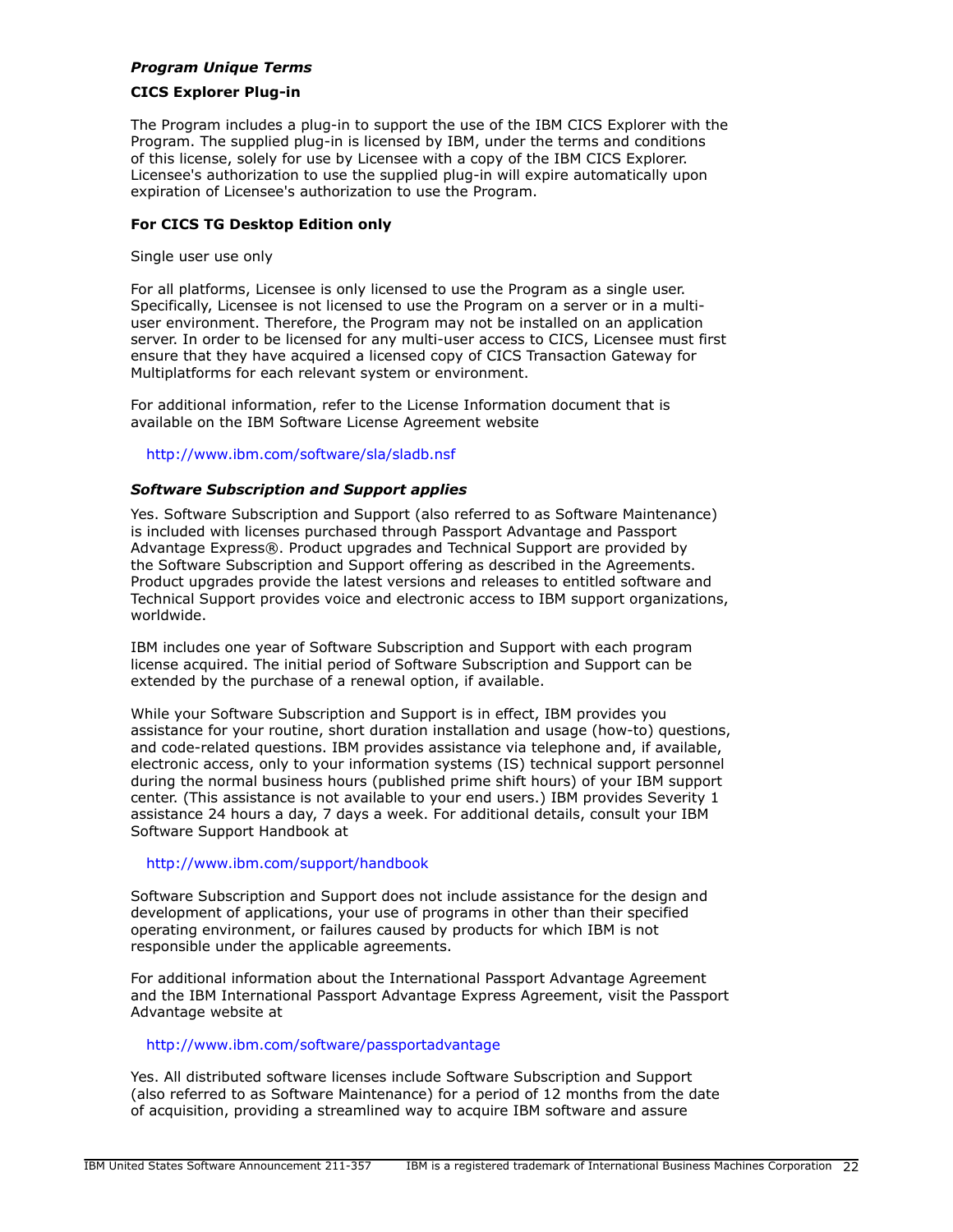### *Program Unique Terms*

**CICS Explorer Plug-in**

The Program includes a plug-in to support the use of the IBM CICS Explorer with the Program. The supplied plug-in is licensed by IBM, under the terms and conditions of this license, solely for use by Licensee with a copy of the IBM CICS Explorer. Licensee's authorization to use the supplied plug-in will expire automatically upon expiration of Licensee's authorization to use the Program.

**For CICS TG Desktop Edition only**

Single user use only

For all platforms, Licensee is only licensed to use the Program as a single user. Specifically, Licensee is not licensed to use the Program on a server or in a multi-user environment. Therefore, the Program may not be installed on an application server. In order to be licensed for any multi-user access to CICS, Licensee must first ensure that they have acquired a licensed copy of CICS Transaction Gateway for Multiplatforms for each relevant system or environment.

For additional information, refer to the License Information document that is available on the IBM Software License Agreement website

http://www.ibm.com/software/sla/sladb.nsf

### *Software Subscription and Support applies*

Yes. Software Subscription and Support (also referred to as Software Maintenance) is included with licenses purchased through Passport Advantage and Passport Advantage Express®. Product upgrades and Technical Support are provided by the Software Subscription and Support offering as described in the Agreements. Product upgrades provide the latest versions and releases to entitled software and Technical Support provides voice and electronic access to IBM support organizations, worldwide.

IBM includes one year of Software Subscription and Support with each program license acquired. The initial period of Software Subscription and Support can be extended by the purchase of a renewal option, if available.

While your Software Subscription and Support is in effect, IBM provides you assistance for your routine, short duration installation and usage (how-to) questions, and code-related questions. IBM provides assistance via telephone and, if available, electronic access, only to your information systems (IS) technical support personnel during the normal business hours (published prime shift hours) of your IBM support center. (This assistance is not available to your end users.) IBM provides Severity 1 assistance 24 hours a day, 7 days a week. For additional details, consult your IBM Software Support Handbook at

http://www.ibm.com/support/handbook

Software Subscription and Support does not include assistance for the design and development of applications, your use of programs in other than their specified operating environment, or failures caused by products for which IBM is not responsible under the applicable agreements.

For additional information about the International Passport Advantage Agreement and the IBM International Passport Advantage Express Agreement, visit the Passport Advantage website at

http://www.ibm.com/software/passportadvantage

Yes. All distributed software licenses include Software Subscription and Support (also referred to as Software Maintenance) for a period of 12 months from the date of acquisition, providing a streamlined way to acquire IBM software and assure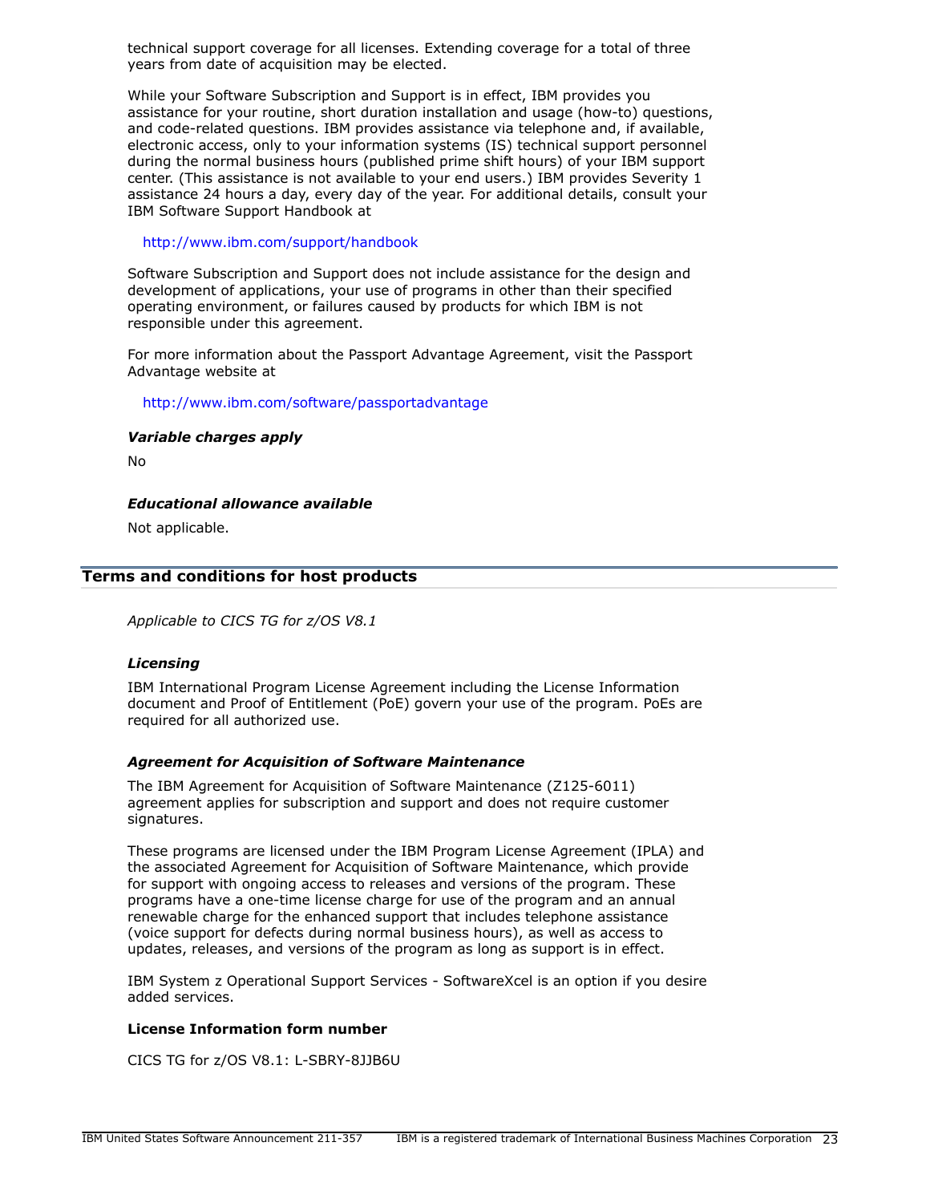technical support coverage for all licenses. Extending coverage for a total of three years from date of acquisition may be elected.

While your Software Subscription and Support is in effect, IBM provides you assistance for your routine, short duration installation and usage (how-to) questions, and code-related questions. IBM provides assistance via telephone and, if available, electronic access, only to your information systems (IS) technical support personnel during the normal business hours (published prime shift hours) of your IBM support center. (This assistance is not available to your end users.) IBM provides Severity 1 assistance 24 hours a day, every day of the year. For additional details, consult your IBM Software Support Handbook at

http://www.ibm.com/support/handbook

Software Subscription and Support does not include assistance for the design and development of applications, your use of programs in other than their specified operating environment, or failures caused by products for which IBM is not responsible under this agreement.

For more information about the Passport Advantage Agreement, visit the Passport Advantage website at

http://www.ibm.com/software/passportadvantage

***Variable charges apply***

No

***Educational allowance available***

Not applicable.

## Terms and conditions for host products

*Applicable to CICS TG for z/OS V8.1*

***Licensing***

IBM International Program License Agreement including the License Information document and Proof of Entitlement (PoE) govern your use of the program. PoEs are required for all authorized use.

***Agreement for Acquisition of Software Maintenance***

The IBM Agreement for Acquisition of Software Maintenance (Z125-6011) agreement applies for subscription and support and does not require customer signatures.

These programs are licensed under the IBM Program License Agreement (IPLA) and the associated Agreement for Acquisition of Software Maintenance, which provide for support with ongoing access to releases and versions of the program. These programs have a one-time license charge for use of the program and an annual renewable charge for the enhanced support that includes telephone assistance (voice support for defects during normal business hours), as well as access to updates, releases, and versions of the program as long as support is in effect.

IBM System z Operational Support Services - SoftwareXcel is an option if you desire added services.

**License Information form number**

CICS TG for z/OS V8.1: L-SBRY-8JJB6U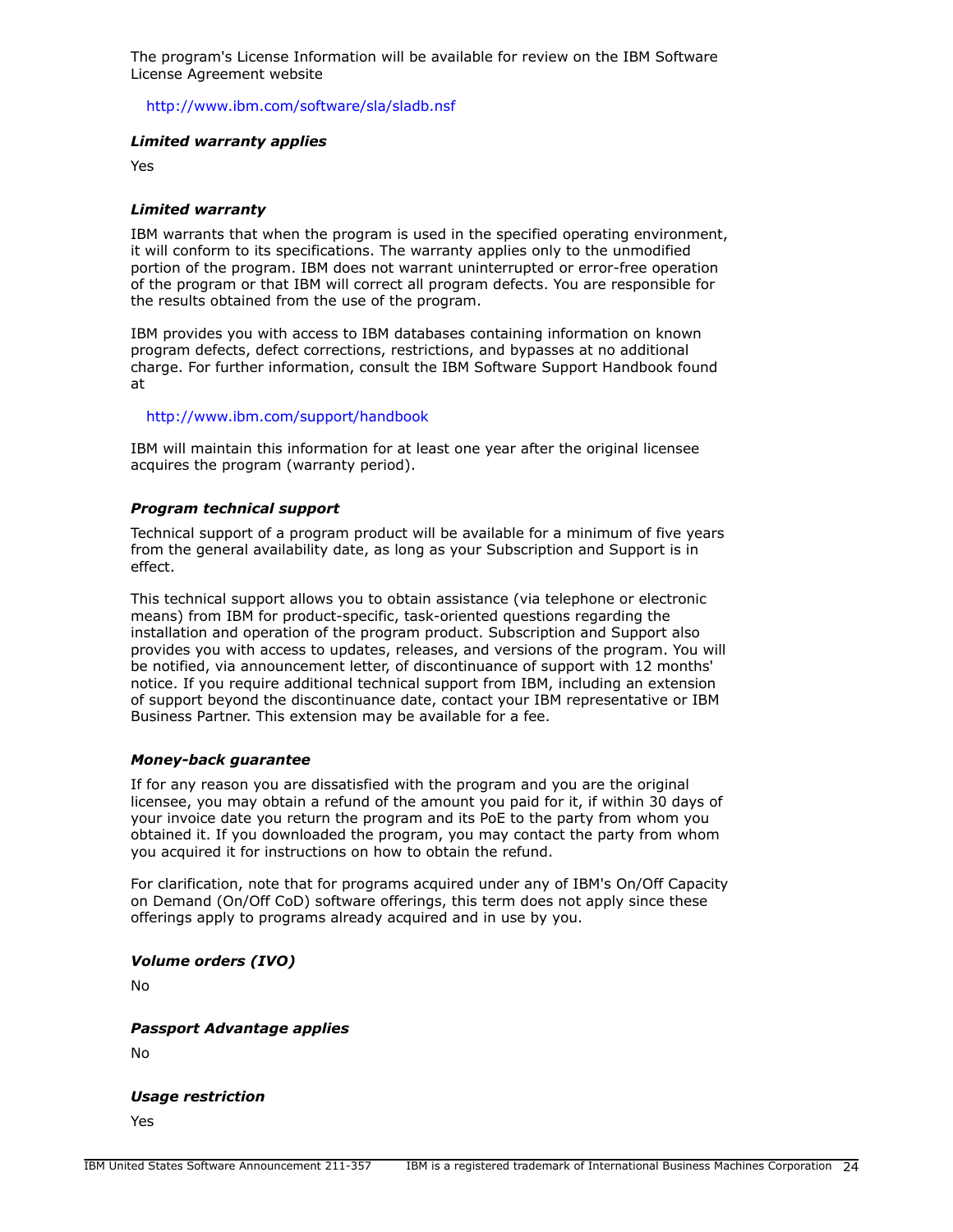The program's License Information will be available for review on the IBM Software License Agreement website

http://www.ibm.com/software/sla/sladb.nsf

***Limited warranty applies***

Yes

***Limited warranty***

IBM warrants that when the program is used in the specified operating environment, it will conform to its specifications. The warranty applies only to the unmodified portion of the program. IBM does not warrant uninterrupted or error-free operation of the program or that IBM will correct all program defects. You are responsible for the results obtained from the use of the program.

IBM provides you with access to IBM databases containing information on known program defects, defect corrections, restrictions, and bypasses at no additional charge. For further information, consult the IBM Software Support Handbook found at

http://www.ibm.com/support/handbook

IBM will maintain this information for at least one year after the original licensee acquires the program (warranty period).

***Program technical support***

Technical support of a program product will be available for a minimum of five years from the general availability date, as long as your Subscription and Support is in effect.

This technical support allows you to obtain assistance (via telephone or electronic means) from IBM for product-specific, task-oriented questions regarding the installation and operation of the program product. Subscription and Support also provides you with access to updates, releases, and versions of the program. You will be notified, via announcement letter, of discontinuance of support with 12 months' notice. If you require additional technical support from IBM, including an extension of support beyond the discontinuance date, contact your IBM representative or IBM Business Partner. This extension may be available for a fee.

***Money-back guarantee***

If for any reason you are dissatisfied with the program and you are the original licensee, you may obtain a refund of the amount you paid for it, if within 30 days of your invoice date you return the program and its PoE to the party from whom you obtained it. If you downloaded the program, you may contact the party from whom you acquired it for instructions on how to obtain the refund.

For clarification, note that for programs acquired under any of IBM's On/Off Capacity on Demand (On/Off CoD) software offerings, this term does not apply since these offerings apply to programs already acquired and in use by you.

***Volume orders (IVO)***

No

***Passport Advantage applies***

No

***Usage restriction***

Yes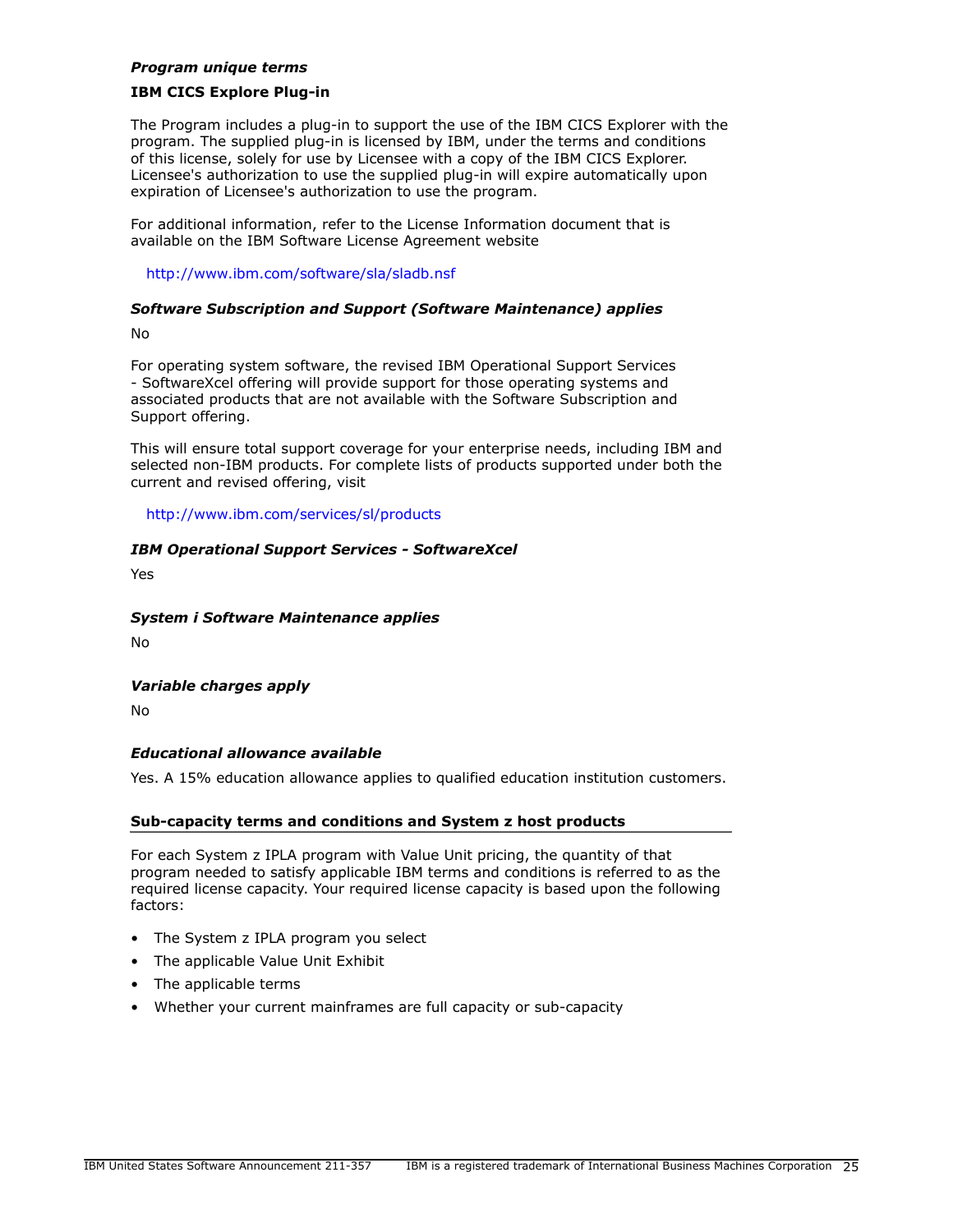***Program unique terms***

**IBM CICS Explore Plug-in**

The Program includes a plug-in to support the use of the IBM CICS Explorer with the program. The supplied plug-in is licensed by IBM, under the terms and conditions of this license, solely for use by Licensee with a copy of the IBM CICS Explorer. Licensee's authorization to use the supplied plug-in will expire automatically upon expiration of Licensee's authorization to use the program.

For additional information, refer to the License Information document that is available on the IBM Software License Agreement website

http://www.ibm.com/software/sla/sladb.nsf

***Software Subscription and Support (Software Maintenance) applies***

No

For operating system software, the revised IBM Operational Support Services - SoftwareXcel offering will provide support for those operating systems and associated products that are not available with the Software Subscription and Support offering.

This will ensure total support coverage for your enterprise needs, including IBM and selected non-IBM products. For complete lists of products supported under both the current and revised offering, visit

http://www.ibm.com/services/sl/products

***IBM Operational Support Services - SoftwareXcel***

Yes

***System i Software Maintenance applies***

No

***Variable charges apply***

No

***Educational allowance available***

Yes. A 15% education allowance applies to qualified education institution customers.

## Sub-capacity terms and conditions and System z host products

For each System z IPLA program with Value Unit pricing, the quantity of that program needed to satisfy applicable IBM terms and conditions is referred to as the required license capacity. Your required license capacity is based upon the following factors:

- The System z IPLA program you select
- The applicable Value Unit Exhibit
- The applicable terms
- Whether your current mainframes are full capacity or sub-capacity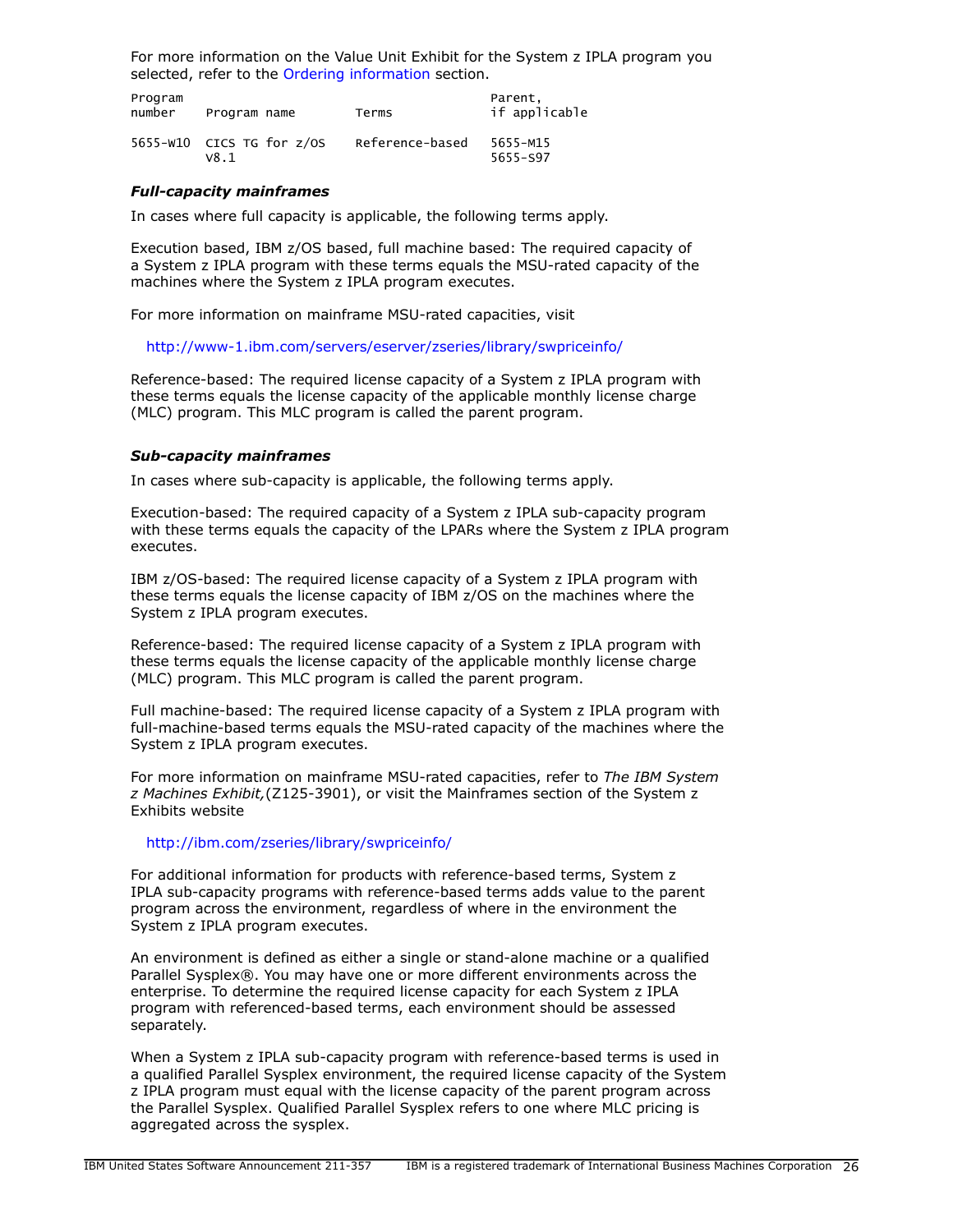For more information on the Value Unit Exhibit for the System z IPLA program you selected, refer to the Ordering information section.

| Program number | Program name | Terms | Parent, if applicable |
|---|---|---|---|
| 5655-W10 | CICS TG for z/OS V8.1 | Reference-based | 5655-M15 5655-S97 |

### *Full-capacity mainframes*

In cases where full capacity is applicable, the following terms apply.

Execution based, IBM z/OS based, full machine based: The required capacity of a System z IPLA program with these terms equals the MSU-rated capacity of the machines where the System z IPLA program executes.

For more information on mainframe MSU-rated capacities, visit

http://www-1.ibm.com/servers/eserver/zseries/library/swpriceinfo/

Reference-based: The required license capacity of a System z IPLA program with these terms equals the license capacity of the applicable monthly license charge (MLC) program. This MLC program is called the parent program.

### *Sub-capacity mainframes*

In cases where sub-capacity is applicable, the following terms apply.

Execution-based: The required capacity of a System z IPLA sub-capacity program with these terms equals the capacity of the LPARs where the System z IPLA program executes.

IBM z/OS-based: The required license capacity of a System z IPLA program with these terms equals the license capacity of IBM z/OS on the machines where the System z IPLA program executes.

Reference-based: The required license capacity of a System z IPLA program with these terms equals the license capacity of the applicable monthly license charge (MLC) program. This MLC program is called the parent program.

Full machine-based: The required license capacity of a System z IPLA program with full-machine-based terms equals the MSU-rated capacity of the machines where the System z IPLA program executes.

For more information on mainframe MSU-rated capacities, refer to *The IBM System z Machines Exhibit,*(Z125-3901), or visit the Mainframes section of the System z Exhibits website

http://ibm.com/zseries/library/swpriceinfo/

For additional information for products with reference-based terms, System z IPLA sub-capacity programs with reference-based terms adds value to the parent program across the environment, regardless of where in the environment the System z IPLA program executes.

An environment is defined as either a single or stand-alone machine or a qualified Parallel Sysplex®. You may have one or more different environments across the enterprise. To determine the required license capacity for each System z IPLA program with referenced-based terms, each environment should be assessed separately.

When a System z IPLA sub-capacity program with reference-based terms is used in a qualified Parallel Sysplex environment, the required license capacity of the System z IPLA program must equal with the license capacity of the parent program across the Parallel Sysplex. Qualified Parallel Sysplex refers to one where MLC pricing is aggregated across the sysplex.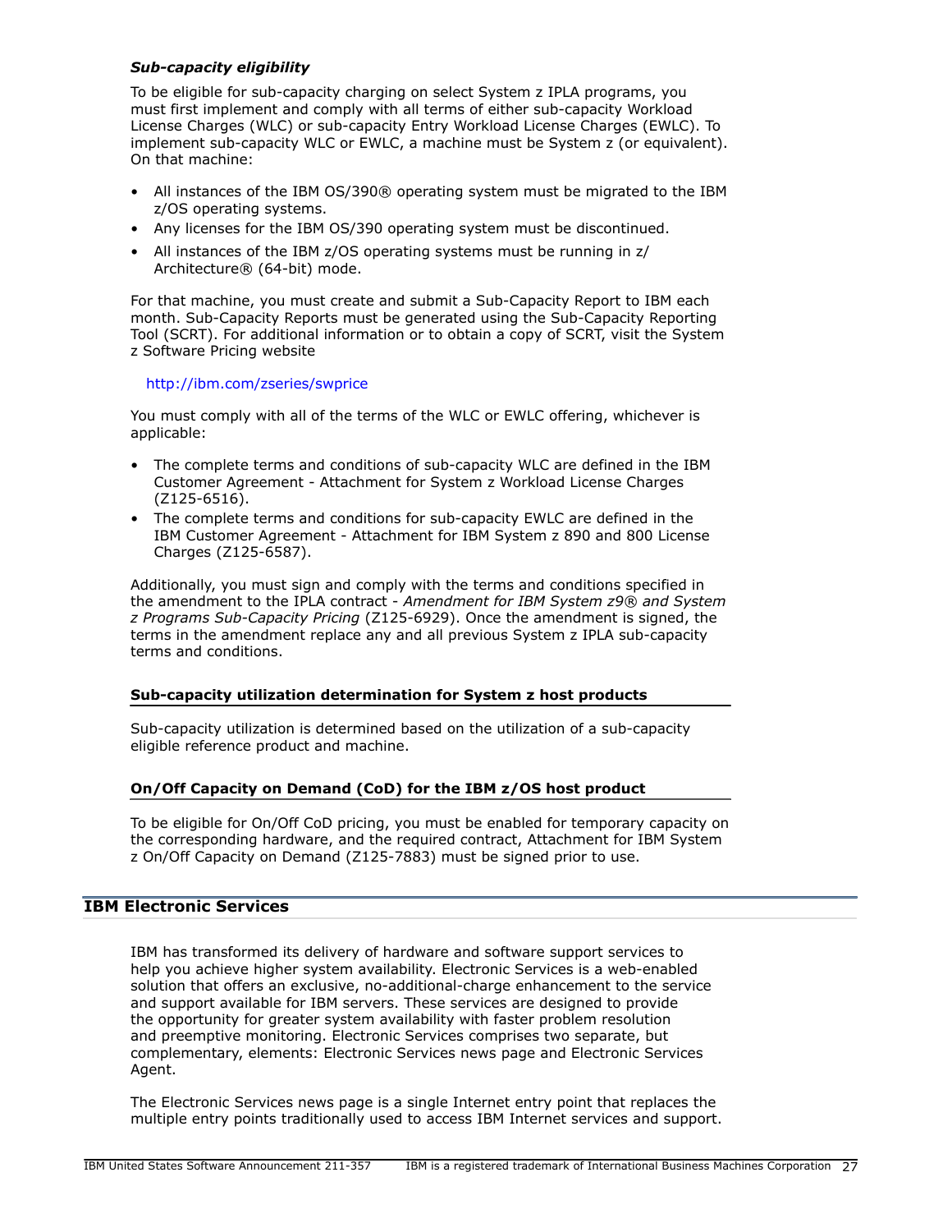#### *Sub-capacity eligibility*

To be eligible for sub-capacity charging on select System z IPLA programs, you must first implement and comply with all terms of either sub-capacity Workload License Charges (WLC) or sub-capacity Entry Workload License Charges (EWLC). To implement sub-capacity WLC or EWLC, a machine must be System z (or equivalent). On that machine:

- All instances of the IBM OS/390® operating system must be migrated to the IBM z/OS operating systems.
- Any licenses for the IBM OS/390 operating system must be discontinued.
- All instances of the IBM z/OS operating systems must be running in z/Architecture® (64-bit) mode.

For that machine, you must create and submit a Sub-Capacity Report to IBM each month. Sub-Capacity Reports must be generated using the Sub-Capacity Reporting Tool (SCRT). For additional information or to obtain a copy of SCRT, visit the System z Software Pricing website

http://ibm.com/zseries/swprice

You must comply with all of the terms of the WLC or EWLC offering, whichever is applicable:

- The complete terms and conditions of sub-capacity WLC are defined in the IBM Customer Agreement - Attachment for System z Workload License Charges (Z125-6516).
- The complete terms and conditions for sub-capacity EWLC are defined in the IBM Customer Agreement - Attachment for IBM System z 890 and 800 License Charges (Z125-6587).

Additionally, you must sign and comply with the terms and conditions specified in the amendment to the IPLA contract - *Amendment for IBM System z9® and System z Programs Sub-Capacity Pricing* (Z125-6929). Once the amendment is signed, the terms in the amendment replace any and all previous System z IPLA sub-capacity terms and conditions.

### Sub-capacity utilization determination for System z host products

Sub-capacity utilization is determined based on the utilization of a sub-capacity eligible reference product and machine.

### On/Off Capacity on Demand (CoD) for the IBM z/OS host product

To be eligible for On/Off CoD pricing, you must be enabled for temporary capacity on the corresponding hardware, and the required contract, Attachment for IBM System z On/Off Capacity on Demand (Z125-7883) must be signed prior to use.

## IBM Electronic Services

IBM has transformed its delivery of hardware and software support services to help you achieve higher system availability. Electronic Services is a web-enabled solution that offers an exclusive, no-additional-charge enhancement to the service and support available for IBM servers. These services are designed to provide the opportunity for greater system availability with faster problem resolution and preemptive monitoring. Electronic Services comprises two separate, but complementary, elements: Electronic Services news page and Electronic Services Agent.

The Electronic Services news page is a single Internet entry point that replaces the multiple entry points traditionally used to access IBM Internet services and support.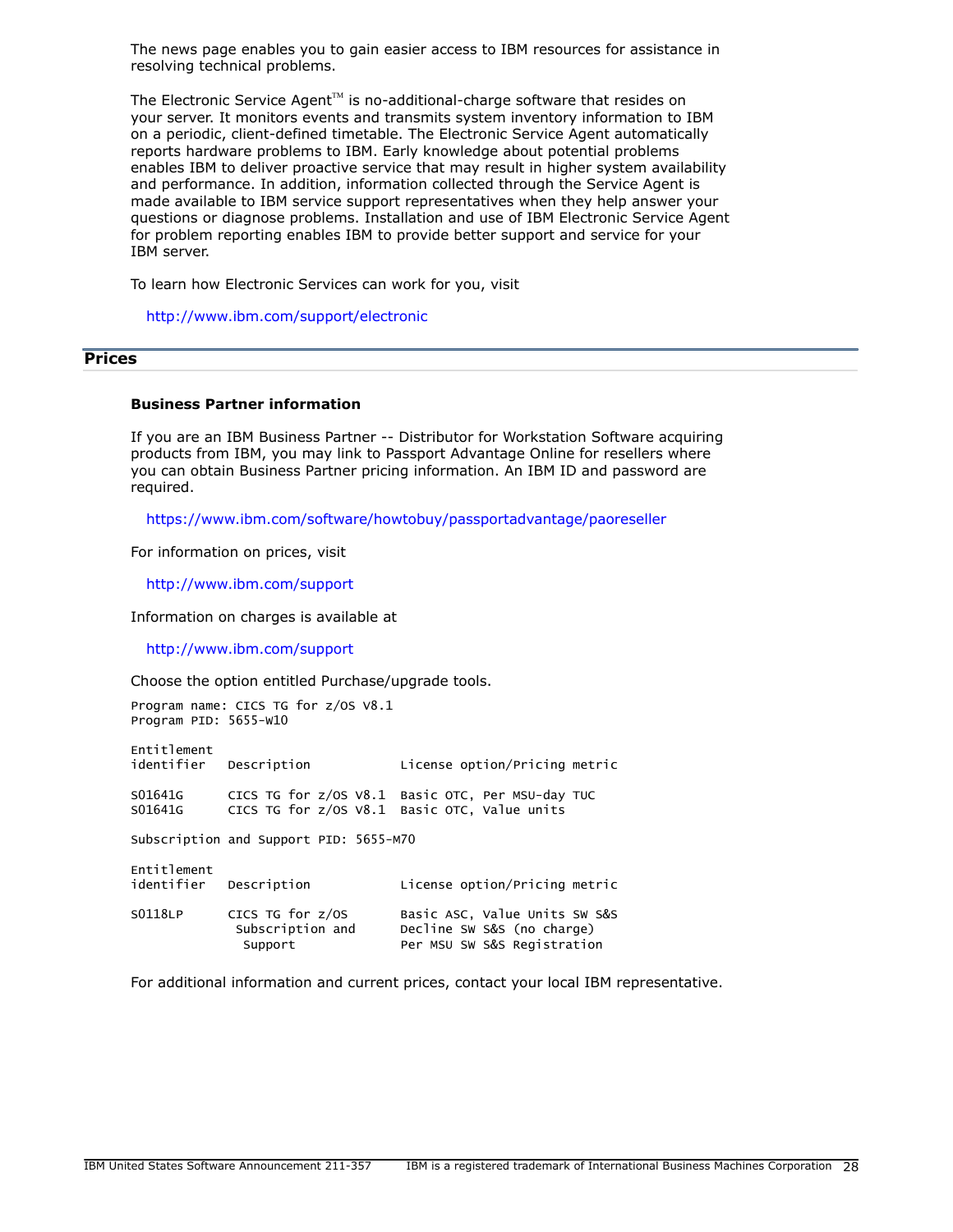The news page enables you to gain easier access to IBM resources for assistance in resolving technical problems.

The Electronic Service Agent™ is no-additional-charge software that resides on your server. It monitors events and transmits system inventory information to IBM on a periodic, client-defined timetable. The Electronic Service Agent automatically reports hardware problems to IBM. Early knowledge about potential problems enables IBM to deliver proactive service that may result in higher system availability and performance. In addition, information collected through the Service Agent is made available to IBM service support representatives when they help answer your questions or diagnose problems. Installation and use of IBM Electronic Service Agent for problem reporting enables IBM to provide better support and service for your IBM server.

To learn how Electronic Services can work for you, visit

http://www.ibm.com/support/electronic

## Prices

### Business Partner information

If you are an IBM Business Partner -- Distributor for Workstation Software acquiring products from IBM, you may link to Passport Advantage Online for resellers where you can obtain Business Partner pricing information. An IBM ID and password are required.

https://www.ibm.com/software/howtobuy/passportadvantage/paoreseller

For information on prices, visit

http://www.ibm.com/support

Information on charges is available at

http://www.ibm.com/support

Choose the option entitled Purchase/upgrade tools.

```
Program name: CICS TG for z/OS V8.1
Program PID: 5655-W10

Entitlement
identifier   Description            License option/Pricing metric

S01641G      CICS TG for z/OS V8.1  Basic OTC, Per MSU-day TUC
S01641G      CICS TG for z/OS V8.1  Basic OTC, Value units

Subscription and Support PID: 5655-M70

Entitlement
identifier   Description            License option/Pricing metric

S0118LP      CICS TG for z/OS       Basic ASC, Value Units SW S&S
              Subscription and      Decline SW S&S (no charge)
               Support              Per MSU SW S&S Registration
```

For additional information and current prices, contact your local IBM representative.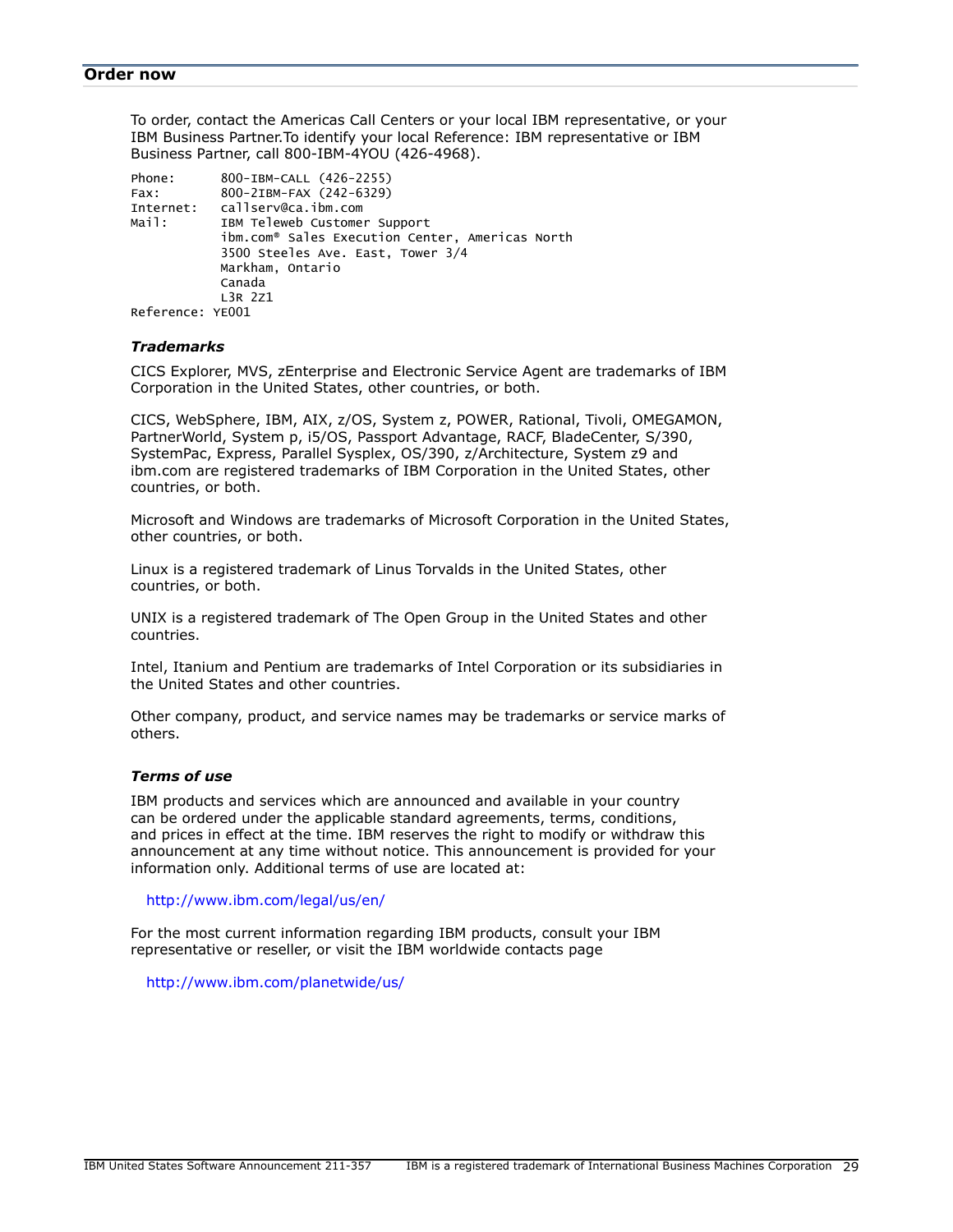## Order now

To order, contact the Americas Call Centers or your local IBM representative, or your IBM Business Partner.To identify your local Reference: IBM representative or IBM Business Partner, call 800-IBM-4YOU (426-4968).

```
Phone:      800-IBM-CALL (426-2255)
Fax:        800-2IBM-FAX (242-6329)
Internet:   callserv@ca.ibm.com
Mail:       IBM Teleweb Customer Support
            ibm.com® Sales Execution Center, Americas North
            3500 Steeles Ave. East, Tower 3/4
            Markham, Ontario
            Canada
            L3R 2Z1
Reference: YE001
```

### *Trademarks*

CICS Explorer, MVS, zEnterprise and Electronic Service Agent are trademarks of IBM Corporation in the United States, other countries, or both.

CICS, WebSphere, IBM, AIX, z/OS, System z, POWER, Rational, Tivoli, OMEGAMON, PartnerWorld, System p, i5/OS, Passport Advantage, RACF, BladeCenter, S/390, SystemPac, Express, Parallel Sysplex, OS/390, z/Architecture, System z9 and ibm.com are registered trademarks of IBM Corporation in the United States, other countries, or both.

Microsoft and Windows are trademarks of Microsoft Corporation in the United States, other countries, or both.

Linux is a registered trademark of Linus Torvalds in the United States, other countries, or both.

UNIX is a registered trademark of The Open Group in the United States and other countries.

Intel, Itanium and Pentium are trademarks of Intel Corporation or its subsidiaries in the United States and other countries.

Other company, product, and service names may be trademarks or service marks of others.

### *Terms of use*

IBM products and services which are announced and available in your country can be ordered under the applicable standard agreements, terms, conditions, and prices in effect at the time. IBM reserves the right to modify or withdraw this announcement at any time without notice. This announcement is provided for your information only. Additional terms of use are located at:

http://www.ibm.com/legal/us/en/

For the most current information regarding IBM products, consult your IBM representative or reseller, or visit the IBM worldwide contacts page

http://www.ibm.com/planetwide/us/